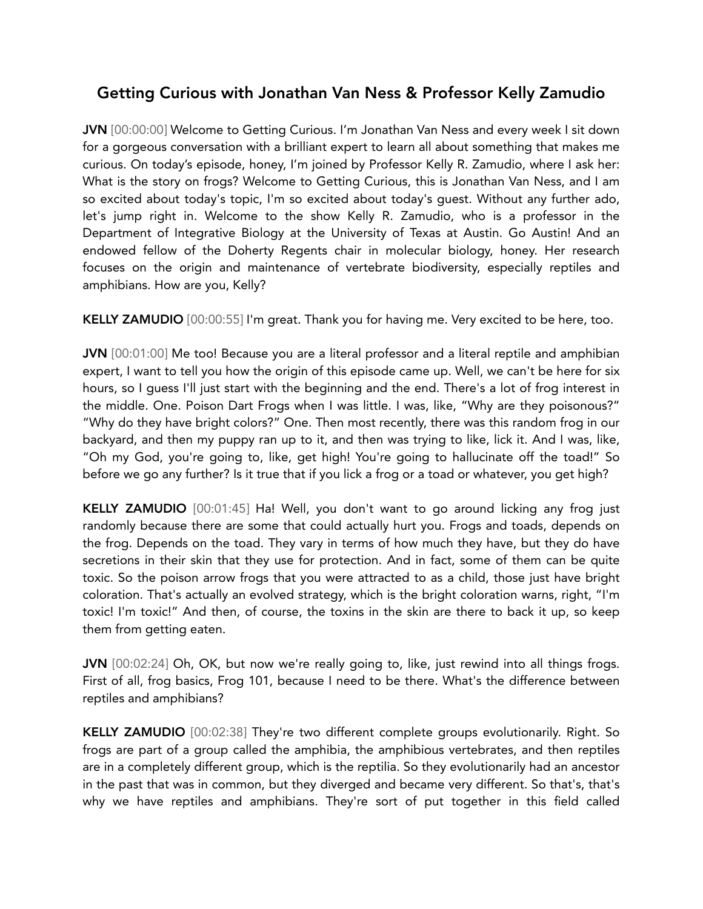## Getting Curious with Jonathan Van Ness & Professor Kelly Zamudio

**JVN** [00:00:00] Welcome to Getting Curious. I'm Jonathan Van Ness and every week I sit down for a gorgeous conversation with a brilliant expert to learn all about something that makes me curious. On today's episode, honey, I'm joined by Professor Kelly R. Zamudio, where I ask her: What is the story on frogs? Welcome to Getting Curious, this is Jonathan Van Ness, and I am so excited about today's topic, I'm so excited about today's guest. Without any further ado, let's jump right in. Welcome to the show Kelly R. Zamudio, who is a professor in the Department of Integrative Biology at the University of Texas at Austin. Go Austin! And an endowed fellow of the Doherty Regents chair in molecular biology, honey. Her research focuses on the origin and maintenance of vertebrate biodiversity, especially reptiles and amphibians. How are you, Kelly?

**KELLY ZAMUDIO** [00:00:55] I'm great. Thank you for having me. Very excited to be here, too.

**JVN** [00:01:00] Me too! Because you are a literal professor and a literal reptile and amphibian expert, I want to tell you how the origin of this episode came up. Well, we can't be here for six hours, so I guess I'll just start with the beginning and the end. There's a lot of frog interest in the middle. One. Poison Dart Frogs when I was little. I was, like, "Why are they poisonous?" "Why do they have bright colors?" One. Then most recently, there was this random frog in our backyard, and then my puppy ran up to it, and then was trying to like, lick it. And I was, like, "Oh my God, you're going to, like, get high! You're going to hallucinate off the toad!" So before we go any further? Is it true that if you lick a frog or a toad or whatever, you get high?

**KELLY ZAMUDIO** [00:01:45] Ha! Well, you don't want to go around licking any frog just randomly because there are some that could actually hurt you. Frogs and toads, depends on the frog. Depends on the toad. They vary in terms of how much they have, but they do have secretions in their skin that they use for protection. And in fact, some of them can be quite toxic. So the poison arrow frogs that you were attracted to as a child, those just have bright coloration. That's actually an evolved strategy, which is the bright coloration warns, right, "I'm toxic! I'm toxic!" And then, of course, the toxins in the skin are there to back it up, so keep them from getting eaten.

**JVN** [00:02:24] Oh, OK, but now we're really going to, like, just rewind into all things frogs. First of all, frog basics, Frog 101, because I need to be there. What's the difference between reptiles and amphibians?

**KELLY ZAMUDIO** [00:02:38] They're two different complete groups evolutionarily. Right. So frogs are part of a group called the amphibia, the amphibious vertebrates, and then reptiles are in a completely different group, which is the reptilia. So they evolutionarily had an ancestor in the past that was in common, but they diverged and became very different. So that's, that's why we have reptiles and amphibians. They're sort of put together in this field called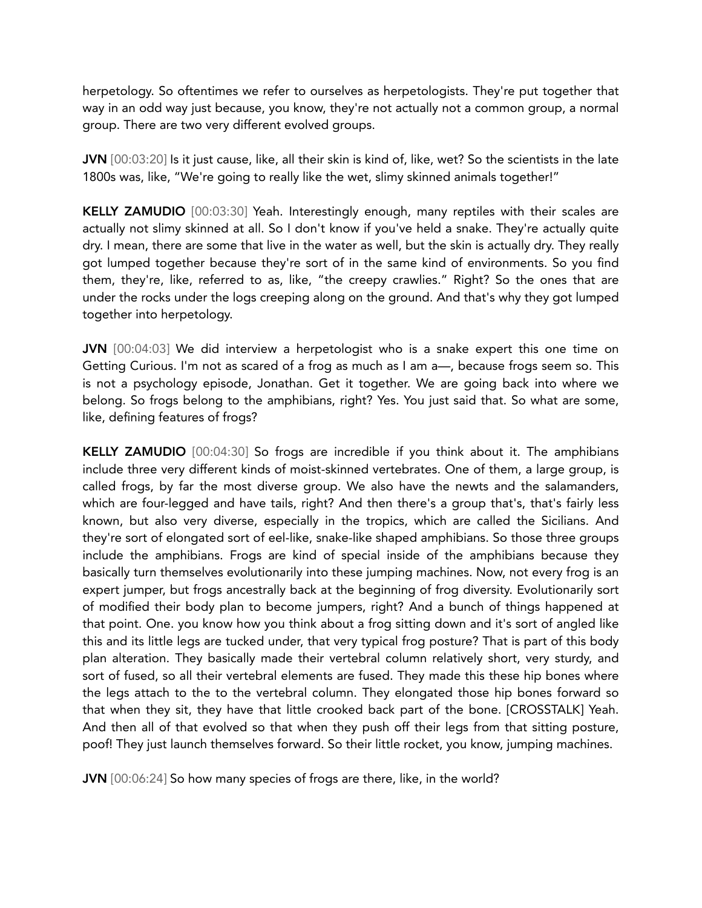herpetology. So oftentimes we refer to ourselves as herpetologists. They're put together that way in an odd way just because, you know, they're not actually not a common group, a normal group. There are two very different evolved groups.

**JVN** [00:03:20] Is it just cause, like, all their skin is kind of, like, wet? So the scientists in the late 1800s was, like, "We're going to really like the wet, slimy skinned animals together!"

**KELLY ZAMUDIO** [00:03:30] Yeah. Interestingly enough, many reptiles with their scales are actually not slimy skinned at all. So I don't know if you've held a snake. They're actually quite dry. I mean, there are some that live in the water as well, but the skin is actually dry. They really got lumped together because they're sort of in the same kind of environments. So you find them, they're, like, referred to as, like, "the creepy crawlies." Right? So the ones that are under the rocks under the logs creeping along on the ground. And that's why they got lumped together into herpetology.

**JVN** [00:04:03] We did interview a herpetologist who is a snake expert this one time on Getting Curious. I'm not as scared of a frog as much as I am a—, because frogs seem so. This is not a psychology episode, Jonathan. Get it together. We are going back into where we belong. So frogs belong to the amphibians, right? Yes. You just said that. So what are some, like, defining features of frogs?

**KELLY ZAMUDIO** [00:04:30] So frogs are incredible if you think about it. The amphibians include three very different kinds of moist-skinned vertebrates. One of them, a large group, is called frogs, by far the most diverse group. We also have the newts and the salamanders, which are four-legged and have tails, right? And then there's a group that's, that's fairly less known, but also very diverse, especially in the tropics, which are called the Sicilians. And they're sort of elongated sort of eel-like, snake-like shaped amphibians. So those three groups include the amphibians. Frogs are kind of special inside of the amphibians because they basically turn themselves evolutionarily into these jumping machines. Now, not every frog is an expert jumper, but frogs ancestrally back at the beginning of frog diversity. Evolutionarily sort of modified their body plan to become jumpers, right? And a bunch of things happened at that point. One. you know how you think about a frog sitting down and it's sort of angled like this and its little legs are tucked under, that very typical frog posture? That is part of this body plan alteration. They basically made their vertebral column relatively short, very sturdy, and sort of fused, so all their vertebral elements are fused. They made this these hip bones where the legs attach to the to the vertebral column. They elongated those hip bones forward so that when they sit, they have that little crooked back part of the bone. [CROSSTALK] Yeah. And then all of that evolved so that when they push off their legs from that sitting posture, poof! They just launch themselves forward. So their little rocket, you know, jumping machines.

**JVN** [00:06:24] So how many species of frogs are there, like, in the world?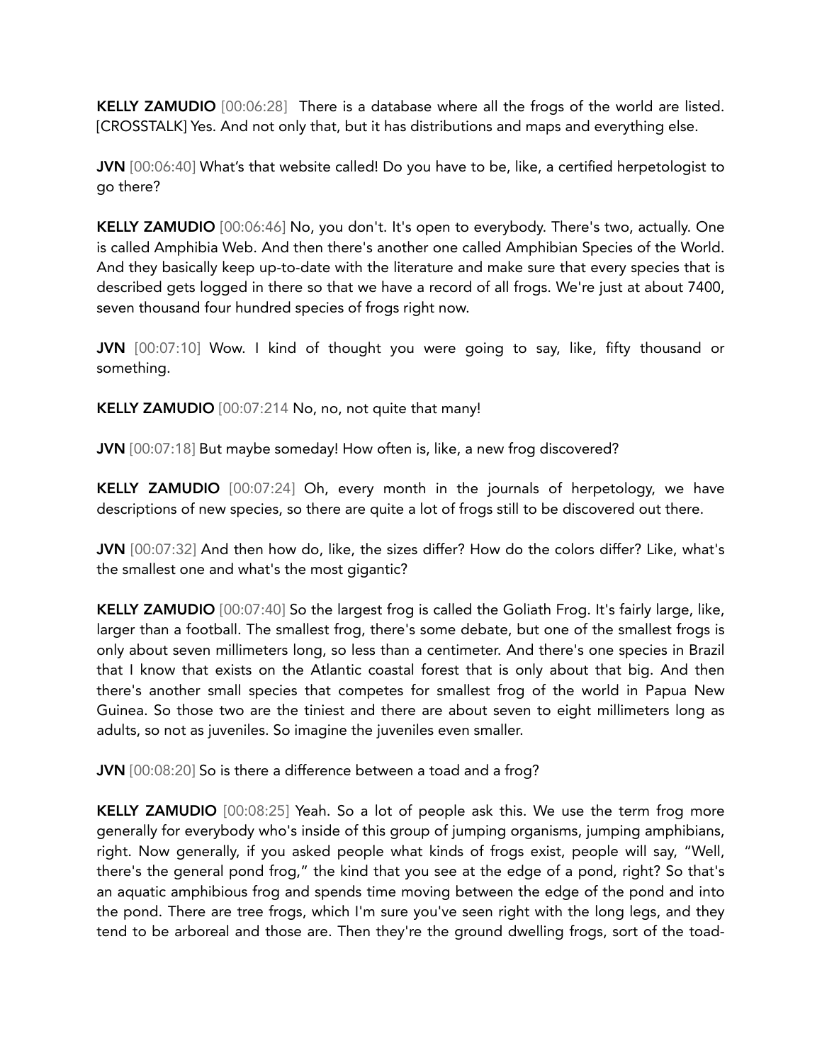**KELLY ZAMUDIO** [00:06:28] There is a database where all the frogs of the world are listed. [CROSSTALK] Yes. And not only that, but it has distributions and maps and everything else.

**JVN** [00:06:40] What's that website called! Do you have to be, like, a certified herpetologist to go there?

**KELLY ZAMUDIO** [00:06:46] No, you don't. It's open to everybody. There's two, actually. One is called Amphibia Web. And then there's another one called Amphibian Species of the World. And they basically keep up-to-date with the literature and make sure that every species that is described gets logged in there so that we have a record of all frogs. We're just at about 7400, seven thousand four hundred species of frogs right now.

**JVN** [00:07:10] Wow. I kind of thought you were going to say, like, fifty thousand or something.

**KELLY ZAMUDIO** [00:07:214 No, no, not quite that many!

**JVN** [00:07:18] But maybe someday! How often is, like, a new frog discovered?

**KELLY ZAMUDIO** [00:07:24] Oh, every month in the journals of herpetology, we have descriptions of new species, so there are quite a lot of frogs still to be discovered out there.

**JVN** [00:07:32] And then how do, like, the sizes differ? How do the colors differ? Like, what's the smallest one and what's the most gigantic?

**KELLY ZAMUDIO** [00:07:40] So the largest frog is called the Goliath Frog. It's fairly large, like, larger than a football. The smallest frog, there's some debate, but one of the smallest frogs is only about seven millimeters long, so less than a centimeter. And there's one species in Brazil that I know that exists on the Atlantic coastal forest that is only about that big. And then there's another small species that competes for smallest frog of the world in Papua New Guinea. So those two are the tiniest and there are about seven to eight millimeters long as adults, so not as juveniles. So imagine the juveniles even smaller.

**JVN** [00:08:20] So is there a difference between a toad and a frog?

**KELLY ZAMUDIO** [00:08:25] Yeah. So a lot of people ask this. We use the term frog more generally for everybody who's inside of this group of jumping organisms, jumping amphibians, right. Now generally, if you asked people what kinds of frogs exist, people will say, "Well, there's the general pond frog," the kind that you see at the edge of a pond, right? So that's an aquatic amphibious frog and spends time moving between the edge of the pond and into the pond. There are tree frogs, which I'm sure you've seen right with the long legs, and they tend to be arboreal and those are. Then they're the ground dwelling frogs, sort of the toad-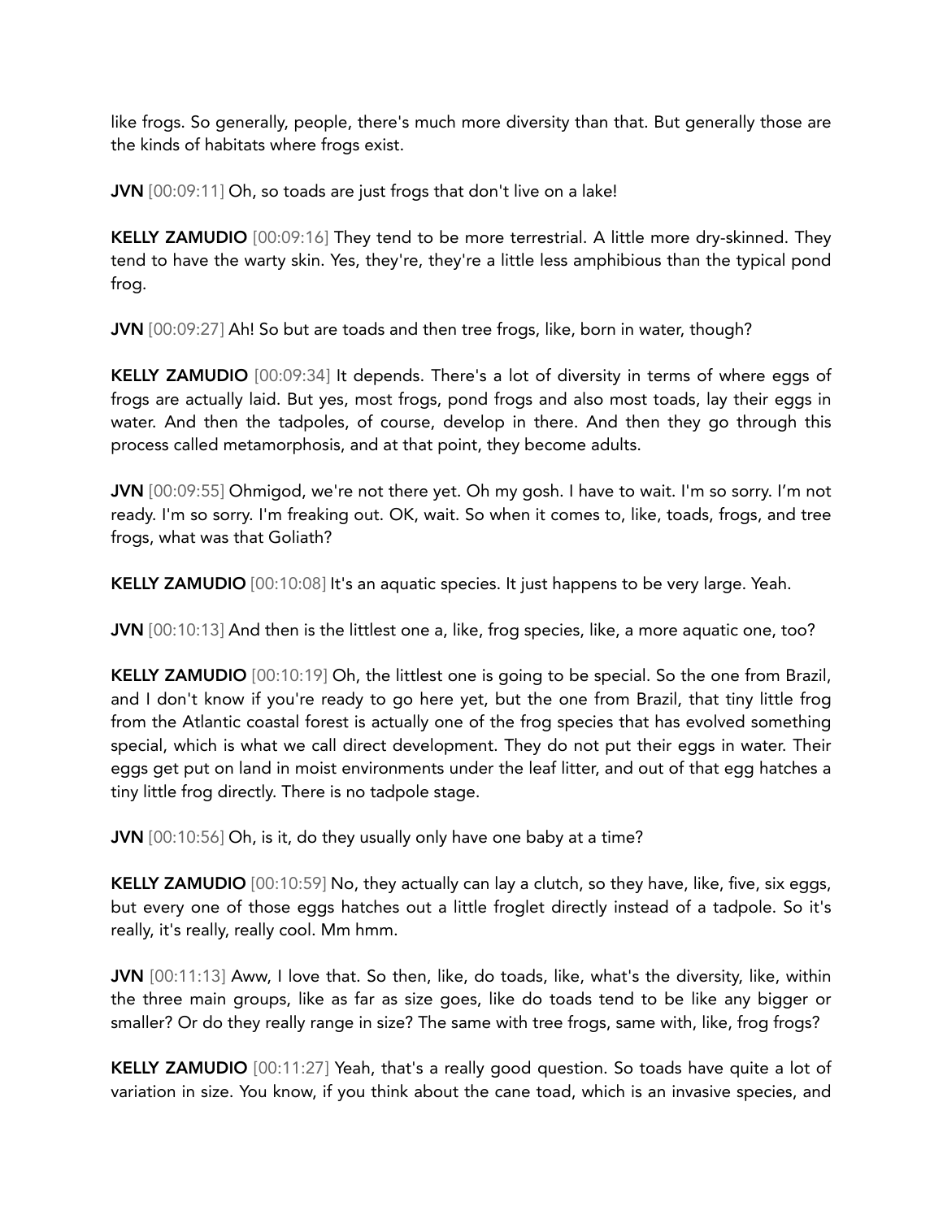like frogs. So generally, people, there's much more diversity than that. But generally those are the kinds of habitats where frogs exist.

**JVN** [00:09:11] Oh, so toads are just frogs that don't live on a lake!

**KELLY ZAMUDIO** [00:09:16] They tend to be more terrestrial. A little more dry-skinned. They tend to have the warty skin. Yes, they're, they're a little less amphibious than the typical pond frog.

**JVN** [00:09:27] Ah! So but are toads and then tree frogs, like, born in water, though?

**KELLY ZAMUDIO** [00:09:34] It depends. There's a lot of diversity in terms of where eggs of frogs are actually laid. But yes, most frogs, pond frogs and also most toads, lay their eggs in water. And then the tadpoles, of course, develop in there. And then they go through this process called metamorphosis, and at that point, they become adults.

**JVN** [00:09:55] Ohmigod, we're not there yet. Oh my gosh. I have to wait. I'm so sorry. I'm not ready. I'm so sorry. I'm freaking out. OK, wait. So when it comes to, like, toads, frogs, and tree frogs, what was that Goliath?

**KELLY ZAMUDIO** [00:10:08] It's an aquatic species. It just happens to be very large. Yeah.

**JVN** [00:10:13] And then is the littlest one a, like, frog species, like, a more aquatic one, too?

**KELLY ZAMUDIO** [00:10:19] Oh, the littlest one is going to be special. So the one from Brazil, and I don't know if you're ready to go here yet, but the one from Brazil, that tiny little frog from the Atlantic coastal forest is actually one of the frog species that has evolved something special, which is what we call direct development. They do not put their eggs in water. Their eggs get put on land in moist environments under the leaf litter, and out of that egg hatches a tiny little frog directly. There is no tadpole stage.

**JVN** [00:10:56] Oh, is it, do they usually only have one baby at a time?

**KELLY ZAMUDIO** [00:10:59] No, they actually can lay a clutch, so they have, like, five, six eggs, but every one of those eggs hatches out a little froglet directly instead of a tadpole. So it's really, it's really, really cool. Mm hmm.

**JVN** [00:11:13] Aww, I love that. So then, like, do toads, like, what's the diversity, like, within the three main groups, like as far as size goes, like do toads tend to be like any bigger or smaller? Or do they really range in size? The same with tree frogs, same with, like, frog frogs?

**KELLY ZAMUDIO** [00:11:27] Yeah, that's a really good question. So toads have quite a lot of variation in size. You know, if you think about the cane toad, which is an invasive species, and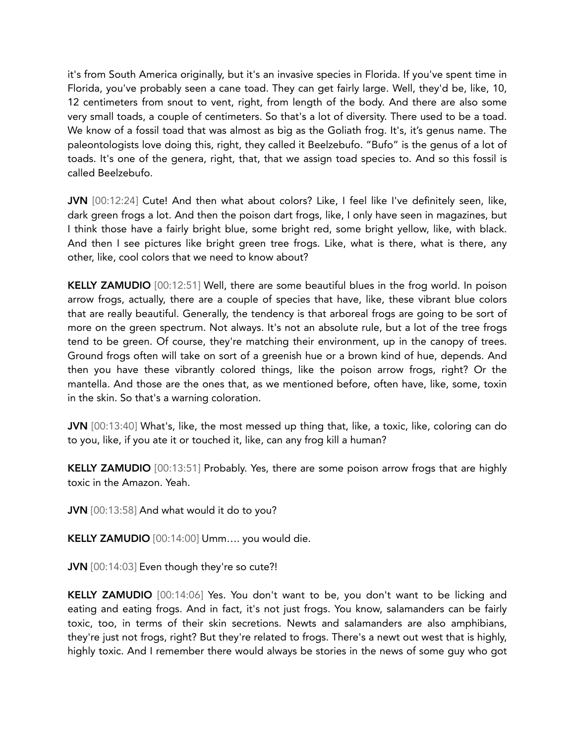it's from South America originally, but it's an invasive species in Florida. If you've spent time in Florida, you've probably seen a cane toad. They can get fairly large. Well, they'd be, like, 10, 12 centimeters from snout to vent, right, from length of the body. And there are also some very small toads, a couple of centimeters. So that's a lot of diversity. There used to be a toad. We know of a fossil toad that was almost as big as the Goliath frog. It's, it's genus name. The paleontologists love doing this, right, they called it Beelzebufo. "Bufo" is the genus of a lot of toads. It's one of the genera, right, that, that we assign toad species to. And so this fossil is called Beelzebufo.

**JVN** [00:12:24] Cute! And then what about colors? Like, I feel like I've definitely seen, like, dark green frogs a lot. And then the poison dart frogs, like, I only have seen in magazines, but I think those have a fairly bright blue, some bright red, some bright yellow, like, with black. And then I see pictures like bright green tree frogs. Like, what is there, what is there, any other, like, cool colors that we need to know about?

**KELLY ZAMUDIO** [00:12:51] Well, there are some beautiful blues in the frog world. In poison arrow frogs, actually, there are a couple of species that have, like, these vibrant blue colors that are really beautiful. Generally, the tendency is that arboreal frogs are going to be sort of more on the green spectrum. Not always. It's not an absolute rule, but a lot of the tree frogs tend to be green. Of course, they're matching their environment, up in the canopy of trees. Ground frogs often will take on sort of a greenish hue or a brown kind of hue, depends. And then you have these vibrantly colored things, like the poison arrow frogs, right? Or the mantella. And those are the ones that, as we mentioned before, often have, like, some, toxin in the skin. So that's a warning coloration.

**JVN** [00:13:40] What's, like, the most messed up thing that, like, a toxic, like, coloring can do to you, like, if you ate it or touched it, like, can any frog kill a human?

**KELLY ZAMUDIO** [00:13:51] Probably. Yes, there are some poison arrow frogs that are highly toxic in the Amazon. Yeah.

**JVN** [00:13:58] And what would it do to you?

**KELLY ZAMUDIO** [00:14:00] Umm…. you would die.

**JVN** [00:14:03] Even though they're so cute?!

**KELLY ZAMUDIO** [00:14:06] Yes. You don't want to be, you don't want to be licking and eating and eating frogs. And in fact, it's not just frogs. You know, salamanders can be fairly toxic, too, in terms of their skin secretions. Newts and salamanders are also amphibians, they're just not frogs, right? But they're related to frogs. There's a newt out west that is highly, highly toxic. And I remember there would always be stories in the news of some guy who got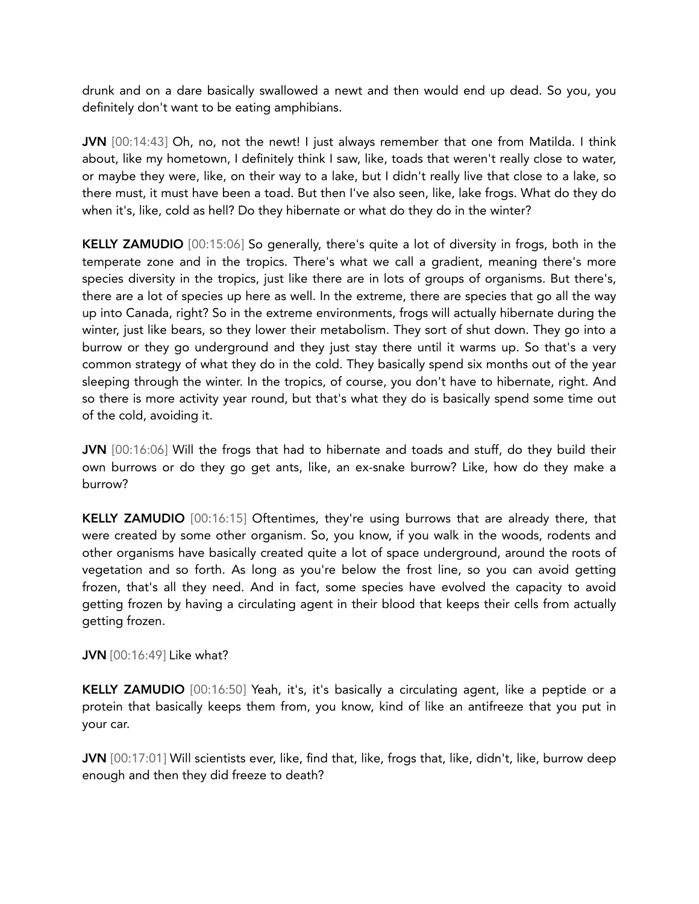drunk and on a dare basically swallowed a newt and then would end up dead. So you, you definitely don't want to be eating amphibians.

**JVN** [00:14:43] Oh, no, not the newt! I just always remember that one from Matilda. I think about, like my hometown, I definitely think I saw, like, toads that weren't really close to water, or maybe they were, like, on their way to a lake, but I didn't really live that close to a lake, so there must, it must have been a toad. But then I've also seen, like, lake frogs. What do they do when it's, like, cold as hell? Do they hibernate or what do they do in the winter?

**KELLY ZAMUDIO** [00:15:06] So generally, there's quite a lot of diversity in frogs, both in the temperate zone and in the tropics. There's what we call a gradient, meaning there's more species diversity in the tropics, just like there are in lots of groups of organisms. But there's, there are a lot of species up here as well. In the extreme, there are species that go all the way up into Canada, right? So in the extreme environments, frogs will actually hibernate during the winter, just like bears, so they lower their metabolism. They sort of shut down. They go into a burrow or they go underground and they just stay there until it warms up. So that's a very common strategy of what they do in the cold. They basically spend six months out of the year sleeping through the winter. In the tropics, of course, you don't have to hibernate, right. And so there is more activity year round, but that's what they do is basically spend some time out of the cold, avoiding it.

**JVN** [00:16:06] Will the frogs that had to hibernate and toads and stuff, do they build their own burrows or do they go get ants, like, an ex-snake burrow? Like, how do they make a burrow?

**KELLY ZAMUDIO** [00:16:15] Oftentimes, they're using burrows that are already there, that were created by some other organism. So, you know, if you walk in the woods, rodents and other organisms have basically created quite a lot of space underground, around the roots of vegetation and so forth. As long as you're below the frost line, so you can avoid getting frozen, that's all they need. And in fact, some species have evolved the capacity to avoid getting frozen by having a circulating agent in their blood that keeps their cells from actually getting frozen.

**JVN** [00:16:49] Like what?

**KELLY ZAMUDIO** [00:16:50] Yeah, it's, it's basically a circulating agent, like a peptide or a protein that basically keeps them from, you know, kind of like an antifreeze that you put in your car.

**JVN** [00:17:01] Will scientists ever, like, find that, like, frogs that, like, didn't, like, burrow deep enough and then they did freeze to death?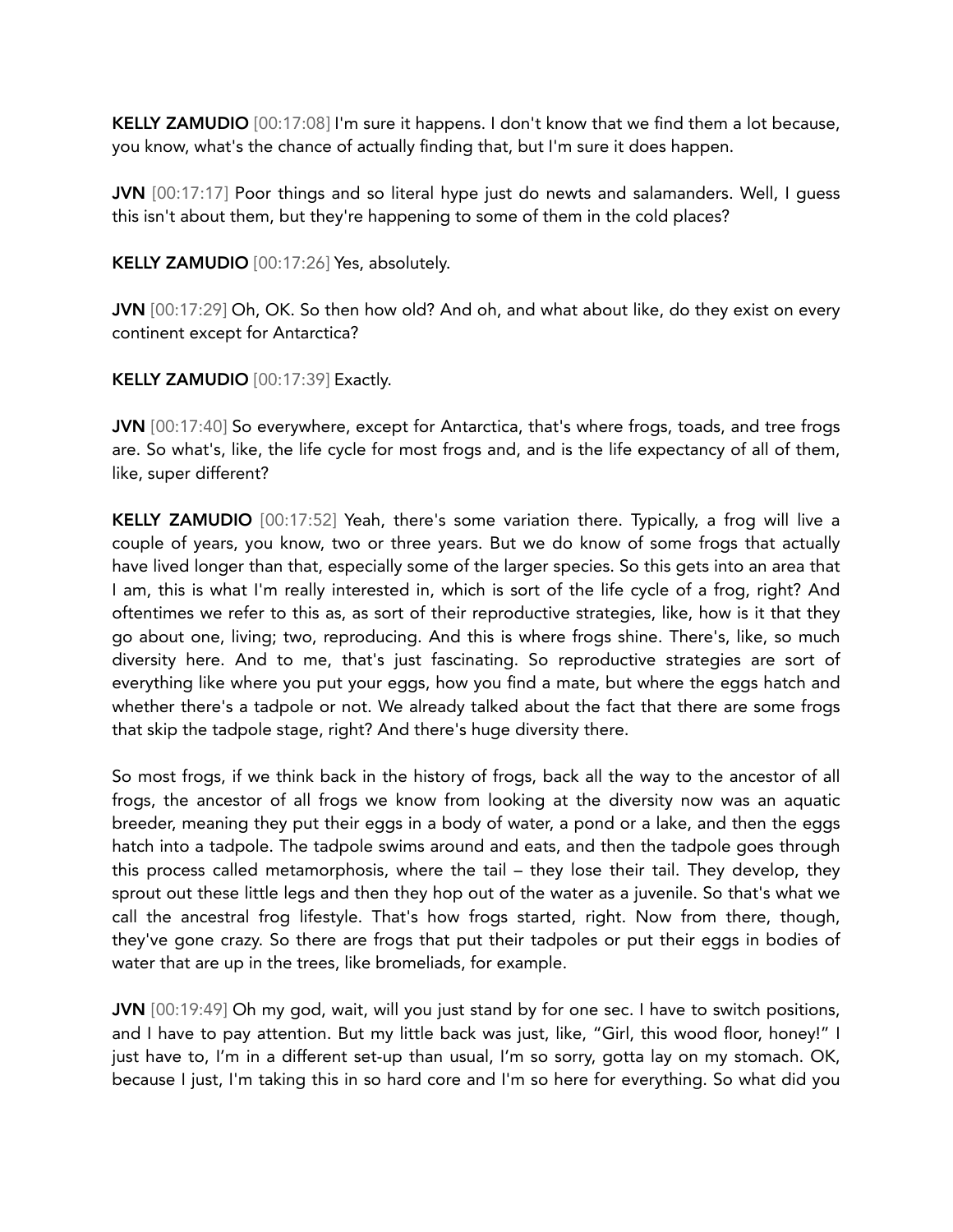**KELLY ZAMUDIO** [00:17:08] I'm sure it happens. I don't know that we find them a lot because, you know, what's the chance of actually finding that, but I'm sure it does happen.

**JVN** [00:17:17] Poor things and so literal hype just do newts and salamanders. Well, I guess this isn't about them, but they're happening to some of them in the cold places?

**KELLY ZAMUDIO** [00:17:26] Yes, absolutely.

**JVN** [00:17:29] Oh, OK. So then how old? And oh, and what about like, do they exist on every continent except for Antarctica?

**KELLY ZAMUDIO** [00:17:39] Exactly.

**JVN** [00:17:40] So everywhere, except for Antarctica, that's where frogs, toads, and tree frogs are. So what's, like, the life cycle for most frogs and, and is the life expectancy of all of them, like, super different?

**KELLY ZAMUDIO** [00:17:52] Yeah, there's some variation there. Typically, a frog will live a couple of years, you know, two or three years. But we do know of some frogs that actually have lived longer than that, especially some of the larger species. So this gets into an area that I am, this is what I'm really interested in, which is sort of the life cycle of a frog, right? And oftentimes we refer to this as, as sort of their reproductive strategies, like, how is it that they go about one, living; two, reproducing. And this is where frogs shine. There's, like, so much diversity here. And to me, that's just fascinating. So reproductive strategies are sort of everything like where you put your eggs, how you find a mate, but where the eggs hatch and whether there's a tadpole or not. We already talked about the fact that there are some frogs that skip the tadpole stage, right? And there's huge diversity there.

So most frogs, if we think back in the history of frogs, back all the way to the ancestor of all frogs, the ancestor of all frogs we know from looking at the diversity now was an aquatic breeder, meaning they put their eggs in a body of water, a pond or a lake, and then the eggs hatch into a tadpole. The tadpole swims around and eats, and then the tadpole goes through this process called metamorphosis, where the tail – they lose their tail. They develop, they sprout out these little legs and then they hop out of the water as a juvenile. So that's what we call the ancestral frog lifestyle. That's how frogs started, right. Now from there, though, they've gone crazy. So there are frogs that put their tadpoles or put their eggs in bodies of water that are up in the trees, like bromeliads, for example.

**JVN** [00:19:49] Oh my god, wait, will you just stand by for one sec. I have to switch positions, and I have to pay attention. But my little back was just, like, "Girl, this wood floor, honey!" I just have to, I'm in a different set-up than usual, I'm so sorry, gotta lay on my stomach. OK, because I just, I'm taking this in so hard core and I'm so here for everything. So what did you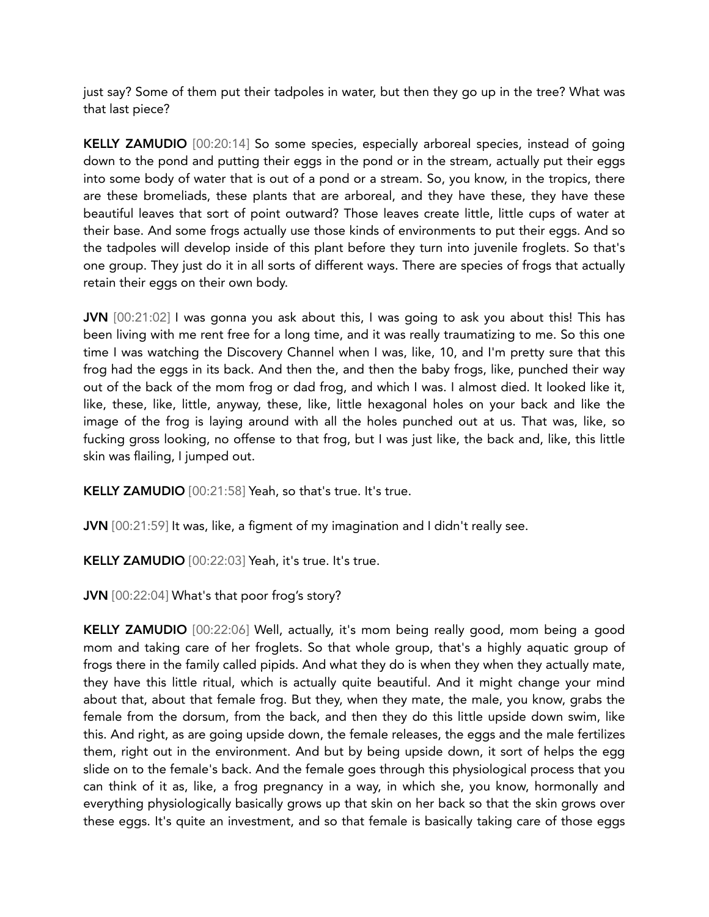just say? Some of them put their tadpoles in water, but then they go up in the tree? What was that last piece?

**KELLY ZAMUDIO** [00:20:14] So some species, especially arboreal species, instead of going down to the pond and putting their eggs in the pond or in the stream, actually put their eggs into some body of water that is out of a pond or a stream. So, you know, in the tropics, there are these bromeliads, these plants that are arboreal, and they have these, they have these beautiful leaves that sort of point outward? Those leaves create little, little cups of water at their base. And some frogs actually use those kinds of environments to put their eggs. And so the tadpoles will develop inside of this plant before they turn into juvenile froglets. So that's one group. They just do it in all sorts of different ways. There are species of frogs that actually retain their eggs on their own body.

**JVN** [00:21:02] I was gonna you ask about this, I was going to ask you about this! This has been living with me rent free for a long time, and it was really traumatizing to me. So this one time I was watching the Discovery Channel when I was, like, 10, and I'm pretty sure that this frog had the eggs in its back. And then the, and then the baby frogs, like, punched their way out of the back of the mom frog or dad frog, and which I was. I almost died. It looked like it, like, these, like, little, anyway, these, like, little hexagonal holes on your back and like the image of the frog is laying around with all the holes punched out at us. That was, like, so fucking gross looking, no offense to that frog, but I was just like, the back and, like, this little skin was flailing, I jumped out.

**KELLY ZAMUDIO** [00:21:58] Yeah, so that's true. It's true.

**JVN** [00:21:59] It was, like, a figment of my imagination and I didn't really see.

**KELLY ZAMUDIO** [00:22:03] Yeah, it's true. It's true.

**JVN** [00:22:04] What's that poor frog's story?

**KELLY ZAMUDIO** [00:22:06] Well, actually, it's mom being really good, mom being a good mom and taking care of her froglets. So that whole group, that's a highly aquatic group of frogs there in the family called pipids. And what they do is when they when they actually mate, they have this little ritual, which is actually quite beautiful. And it might change your mind about that, about that female frog. But they, when they mate, the male, you know, grabs the female from the dorsum, from the back, and then they do this little upside down swim, like this. And right, as are going upside down, the female releases, the eggs and the male fertilizes them, right out in the environment. And but by being upside down, it sort of helps the egg slide on to the female's back. And the female goes through this physiological process that you can think of it as, like, a frog pregnancy in a way, in which she, you know, hormonally and everything physiologically basically grows up that skin on her back so that the skin grows over these eggs. It's quite an investment, and so that female is basically taking care of those eggs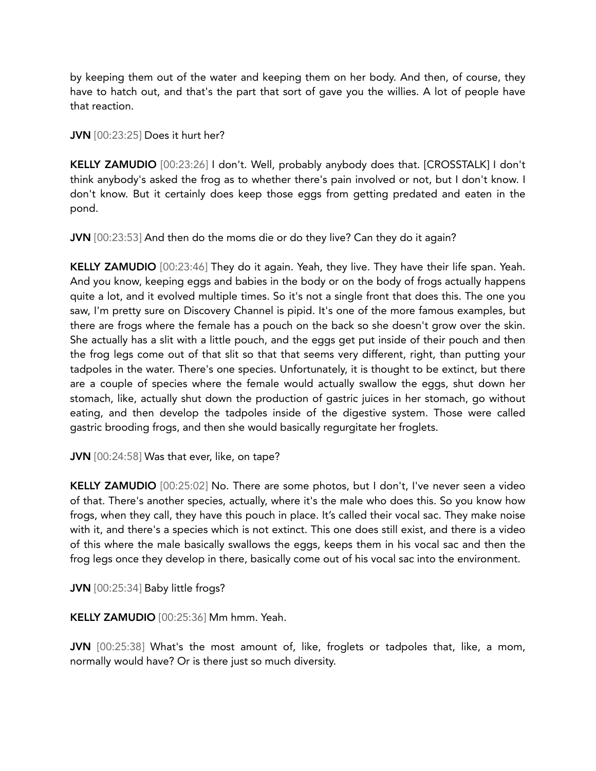by keeping them out of the water and keeping them on her body. And then, of course, they have to hatch out, and that's the part that sort of gave you the willies. A lot of people have that reaction.

**JVN** [00:23:25] Does it hurt her?

**KELLY ZAMUDIO** [00:23:26] I don't. Well, probably anybody does that. [CROSSTALK] I don't think anybody's asked the frog as to whether there's pain involved or not, but I don't know. I don't know. But it certainly does keep those eggs from getting predated and eaten in the pond.

**JVN** [00:23:53] And then do the moms die or do they live? Can they do it again?

**KELLY ZAMUDIO** [00:23:46] They do it again. Yeah, they live. They have their life span. Yeah. And you know, keeping eggs and babies in the body or on the body of frogs actually happens quite a lot, and it evolved multiple times. So it's not a single front that does this. The one you saw, I'm pretty sure on Discovery Channel is pipid. It's one of the more famous examples, but there are frogs where the female has a pouch on the back so she doesn't grow over the skin. She actually has a slit with a little pouch, and the eggs get put inside of their pouch and then the frog legs come out of that slit so that that seems very different, right, than putting your tadpoles in the water. There's one species. Unfortunately, it is thought to be extinct, but there are a couple of species where the female would actually swallow the eggs, shut down her stomach, like, actually shut down the production of gastric juices in her stomach, go without eating, and then develop the tadpoles inside of the digestive system. Those were called gastric brooding frogs, and then she would basically regurgitate her froglets.

**JVN** [00:24:58] Was that ever, like, on tape?

**KELLY ZAMUDIO** [00:25:02] No. There are some photos, but I don't, I've never seen a video of that. There's another species, actually, where it's the male who does this. So you know how frogs, when they call, they have this pouch in place. It's called their vocal sac. They make noise with it, and there's a species which is not extinct. This one does still exist, and there is a video of this where the male basically swallows the eggs, keeps them in his vocal sac and then the frog legs once they develop in there, basically come out of his vocal sac into the environment.

**JVN** [00:25:34] Baby little frogs?

**KELLY ZAMUDIO** [00:25:36] Mm hmm. Yeah.

**JVN** [00:25:38] What's the most amount of, like, froglets or tadpoles that, like, a mom, normally would have? Or is there just so much diversity.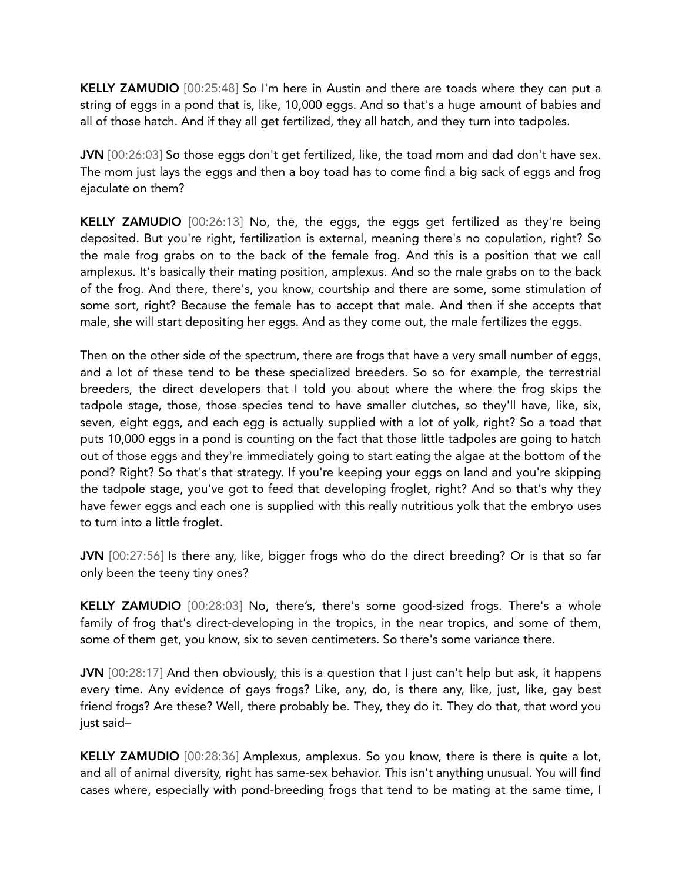**KELLY ZAMUDIO** [00:25:48] So I'm here in Austin and there are toads where they can put a string of eggs in a pond that is, like, 10,000 eggs. And so that's a huge amount of babies and all of those hatch. And if they all get fertilized, they all hatch, and they turn into tadpoles.

**JVN** [00:26:03] So those eggs don't get fertilized, like, the toad mom and dad don't have sex. The mom just lays the eggs and then a boy toad has to come find a big sack of eggs and frog ejaculate on them?

**KELLY ZAMUDIO** [00:26:13] No, the, the eggs, the eggs get fertilized as they're being deposited. But you're right, fertilization is external, meaning there's no copulation, right? So the male frog grabs on to the back of the female frog. And this is a position that we call amplexus. It's basically their mating position, amplexus. And so the male grabs on to the back of the frog. And there, there's, you know, courtship and there are some, some stimulation of some sort, right? Because the female has to accept that male. And then if she accepts that male, she will start depositing her eggs. And as they come out, the male fertilizes the eggs.

Then on the other side of the spectrum, there are frogs that have a very small number of eggs, and a lot of these tend to be these specialized breeders. So so for example, the terrestrial breeders, the direct developers that I told you about where the where the frog skips the tadpole stage, those, those species tend to have smaller clutches, so they'll have, like, six, seven, eight eggs, and each egg is actually supplied with a lot of yolk, right? So a toad that puts 10,000 eggs in a pond is counting on the fact that those little tadpoles are going to hatch out of those eggs and they're immediately going to start eating the algae at the bottom of the pond? Right? So that's that strategy. If you're keeping your eggs on land and you're skipping the tadpole stage, you've got to feed that developing froglet, right? And so that's why they have fewer eggs and each one is supplied with this really nutritious yolk that the embryo uses to turn into a little froglet.

**JVN** [00:27:56] Is there any, like, bigger frogs who do the direct breeding? Or is that so far only been the teeny tiny ones?

**KELLY ZAMUDIO** [00:28:03] No, there's, there's some good-sized frogs. There's a whole family of frog that's direct-developing in the tropics, in the near tropics, and some of them, some of them get, you know, six to seven centimeters. So there's some variance there.

**JVN** [00:28:17] And then obviously, this is a question that I just can't help but ask, it happens every time. Any evidence of gays frogs? Like, any, do, is there any, like, just, like, gay best friend frogs? Are these? Well, there probably be. They, they do it. They do that, that word you just said–

**KELLY ZAMUDIO** [00:28:36] Amplexus, amplexus. So you know, there is there is quite a lot, and all of animal diversity, right has same-sex behavior. This isn't anything unusual. You will find cases where, especially with pond-breeding frogs that tend to be mating at the same time, I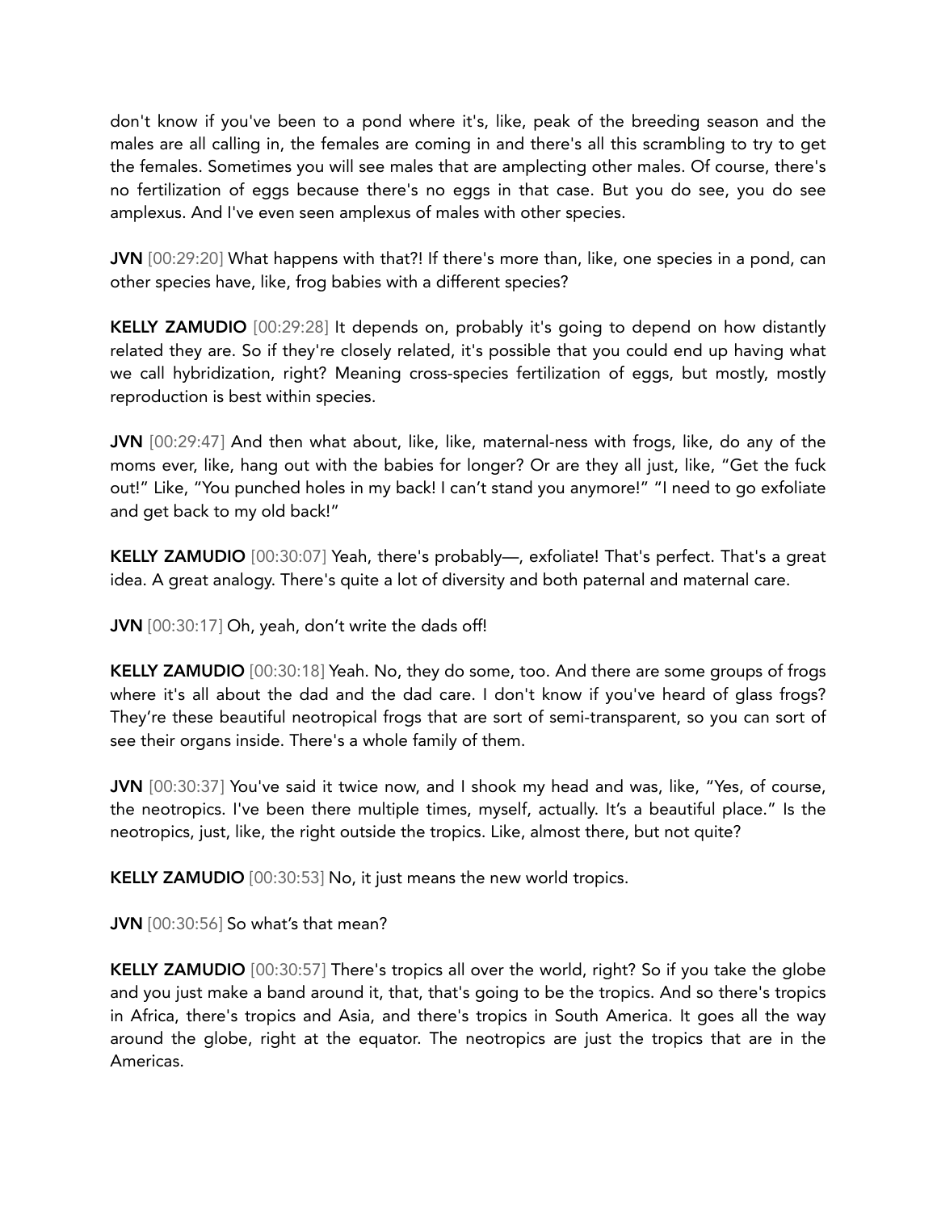don't know if you've been to a pond where it's, like, peak of the breeding season and the males are all calling in, the females are coming in and there's all this scrambling to try to get the females. Sometimes you will see males that are amplecting other males. Of course, there's no fertilization of eggs because there's no eggs in that case. But you do see, you do see amplexus. And I've even seen amplexus of males with other species.

**JVN** [00:29:20] What happens with that?! If there's more than, like, one species in a pond, can other species have, like, frog babies with a different species?

**KELLY ZAMUDIO** [00:29:28] It depends on, probably it's going to depend on how distantly related they are. So if they're closely related, it's possible that you could end up having what we call hybridization, right? Meaning cross-species fertilization of eggs, but mostly, mostly reproduction is best within species.

**JVN** [00:29:47] And then what about, like, like, maternal-ness with frogs, like, do any of the moms ever, like, hang out with the babies for longer? Or are they all just, like, "Get the fuck out!" Like, "You punched holes in my back! I can't stand you anymore!" "I need to go exfoliate and get back to my old back!"

**KELLY ZAMUDIO** [00:30:07] Yeah, there's probably—, exfoliate! That's perfect. That's a great idea. A great analogy. There's quite a lot of diversity and both paternal and maternal care.

**JVN** [00:30:17] Oh, yeah, don't write the dads off!

**KELLY ZAMUDIO** [00:30:18] Yeah. No, they do some, too. And there are some groups of frogs where it's all about the dad and the dad care. I don't know if you've heard of glass frogs? They're these beautiful neotropical frogs that are sort of semi-transparent, so you can sort of see their organs inside. There's a whole family of them.

**JVN** [00:30:37] You've said it twice now, and I shook my head and was, like, "Yes, of course, the neotropics. I've been there multiple times, myself, actually. It's a beautiful place." Is the neotropics, just, like, the right outside the tropics. Like, almost there, but not quite?

**KELLY ZAMUDIO** [00:30:53] No, it just means the new world tropics.

**JVN** [00:30:56] So what's that mean?

**KELLY ZAMUDIO** [00:30:57] There's tropics all over the world, right? So if you take the globe and you just make a band around it, that, that's going to be the tropics. And so there's tropics in Africa, there's tropics and Asia, and there's tropics in South America. It goes all the way around the globe, right at the equator. The neotropics are just the tropics that are in the Americas.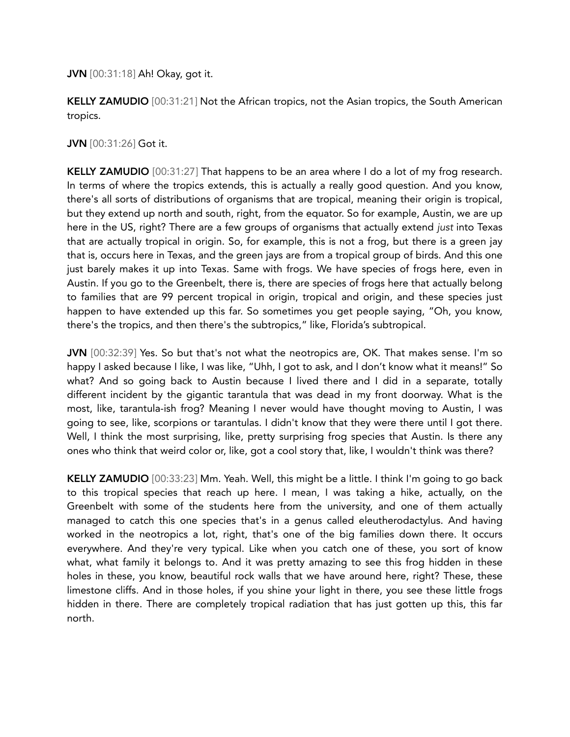**JVN** [00:31:18] Ah! Okay, got it.

**KELLY ZAMUDIO** [00:31:21] Not the African tropics, not the Asian tropics, the South American tropics.

**JVN** [00:31:26] Got it.

**KELLY ZAMUDIO** [00:31:27] That happens to be an area where I do a lot of my frog research. In terms of where the tropics extends, this is actually a really good question. And you know, there's all sorts of distributions of organisms that are tropical, meaning their origin is tropical, but they extend up north and south, right, from the equator. So for example, Austin, we are up here in the US, right? There are a few groups of organisms that actually extend *just* into Texas that are actually tropical in origin. So, for example, this is not a frog, but there is a green jay that is, occurs here in Texas, and the green jays are from a tropical group of birds. And this one just barely makes it up into Texas. Same with frogs. We have species of frogs here, even in Austin. If you go to the Greenbelt, there is, there are species of frogs here that actually belong to families that are 99 percent tropical in origin, tropical and origin, and these species just happen to have extended up this far. So sometimes you get people saying, "Oh, you know, there's the tropics, and then there's the subtropics," like, Florida's subtropical.

**JVN** [00:32:39] Yes. So but that's not what the neotropics are, OK. That makes sense. I'm so happy I asked because I like, I was like, "Uhh, I got to ask, and I don't know what it means!" So what? And so going back to Austin because I lived there and I did in a separate, totally different incident by the gigantic tarantula that was dead in my front doorway. What is the most, like, tarantula-ish frog? Meaning I never would have thought moving to Austin, I was going to see, like, scorpions or tarantulas. I didn't know that they were there until I got there. Well, I think the most surprising, like, pretty surprising frog species that Austin. Is there any ones who think that weird color or, like, got a cool story that, like, I wouldn't think was there?

**KELLY ZAMUDIO** [00:33:23] Mm. Yeah. Well, this might be a little. I think I'm going to go back to this tropical species that reach up here. I mean, I was taking a hike, actually, on the Greenbelt with some of the students here from the university, and one of them actually managed to catch this one species that's in a genus called eleutherodactylus. And having worked in the neotropics a lot, right, that's one of the big families down there. It occurs everywhere. And they're very typical. Like when you catch one of these, you sort of know what, what family it belongs to. And it was pretty amazing to see this frog hidden in these holes in these, you know, beautiful rock walls that we have around here, right? These, these limestone cliffs. And in those holes, if you shine your light in there, you see these little frogs hidden in there. There are completely tropical radiation that has just gotten up this, this far north.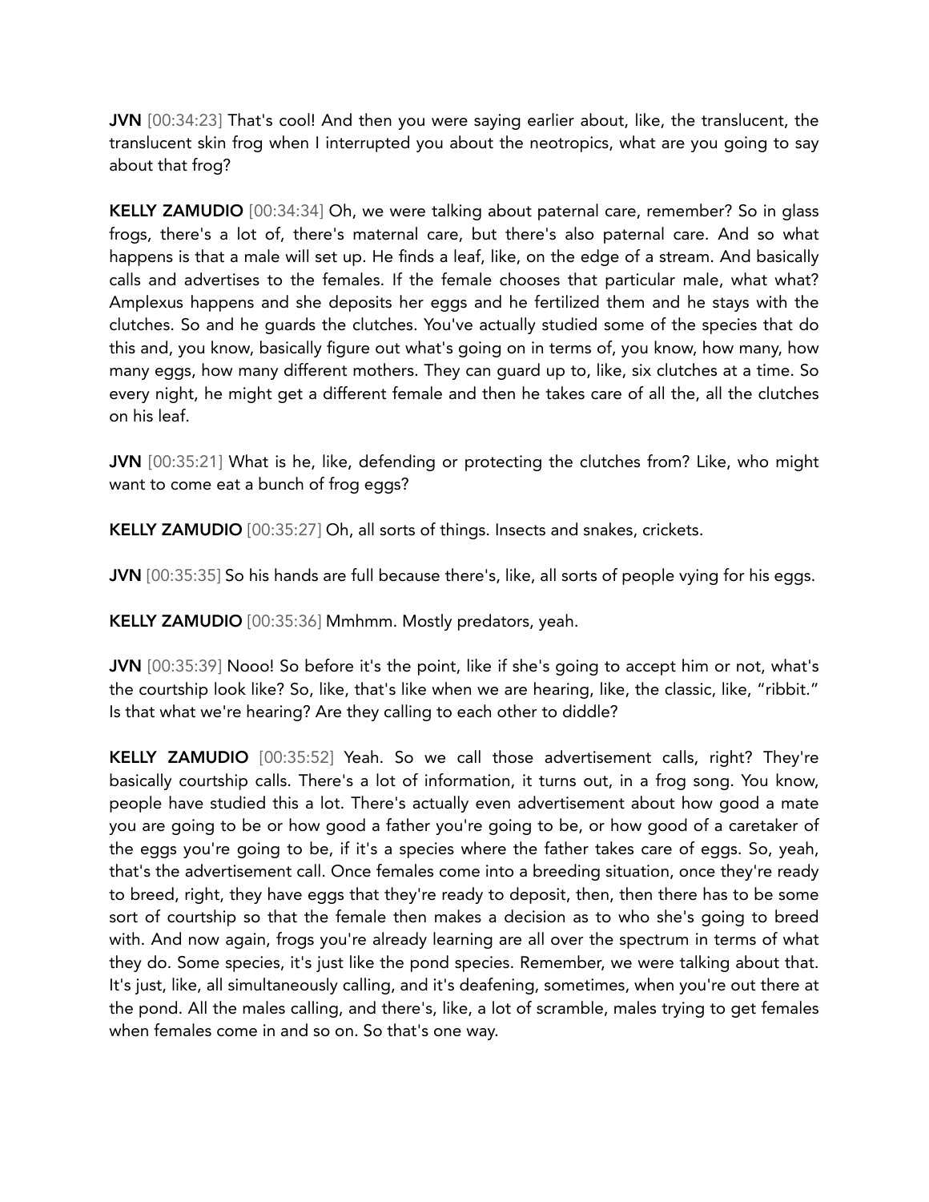**JVN** [00:34:23] That's cool! And then you were saying earlier about, like, the translucent, the translucent skin frog when I interrupted you about the neotropics, what are you going to say about that frog?

**KELLY ZAMUDIO** [00:34:34] Oh, we were talking about paternal care, remember? So in glass frogs, there's a lot of, there's maternal care, but there's also paternal care. And so what happens is that a male will set up. He finds a leaf, like, on the edge of a stream. And basically calls and advertises to the females. If the female chooses that particular male, what what? Amplexus happens and she deposits her eggs and he fertilized them and he stays with the clutches. So and he guards the clutches. You've actually studied some of the species that do this and, you know, basically figure out what's going on in terms of, you know, how many, how many eggs, how many different mothers. They can guard up to, like, six clutches at a time. So every night, he might get a different female and then he takes care of all the, all the clutches on his leaf.

**JVN** [00:35:21] What is he, like, defending or protecting the clutches from? Like, who might want to come eat a bunch of frog eggs?

**KELLY ZAMUDIO** [00:35:27] Oh, all sorts of things. Insects and snakes, crickets.

**JVN** [00:35:35] So his hands are full because there's, like, all sorts of people vying for his eggs.

**KELLY ZAMUDIO** [00:35:36] Mmhmm. Mostly predators, yeah.

**JVN** [00:35:39] Nooo! So before it's the point, like if she's going to accept him or not, what's the courtship look like? So, like, that's like when we are hearing, like, the classic, like, "ribbit." Is that what we're hearing? Are they calling to each other to diddle?

**KELLY ZAMUDIO** [00:35:52] Yeah. So we call those advertisement calls, right? They're basically courtship calls. There's a lot of information, it turns out, in a frog song. You know, people have studied this a lot. There's actually even advertisement about how good a mate you are going to be or how good a father you're going to be, or how good of a caretaker of the eggs you're going to be, if it's a species where the father takes care of eggs. So, yeah, that's the advertisement call. Once females come into a breeding situation, once they're ready to breed, right, they have eggs that they're ready to deposit, then, then there has to be some sort of courtship so that the female then makes a decision as to who she's going to breed with. And now again, frogs you're already learning are all over the spectrum in terms of what they do. Some species, it's just like the pond species. Remember, we were talking about that. It's just, like, all simultaneously calling, and it's deafening, sometimes, when you're out there at the pond. All the males calling, and there's, like, a lot of scramble, males trying to get females when females come in and so on. So that's one way.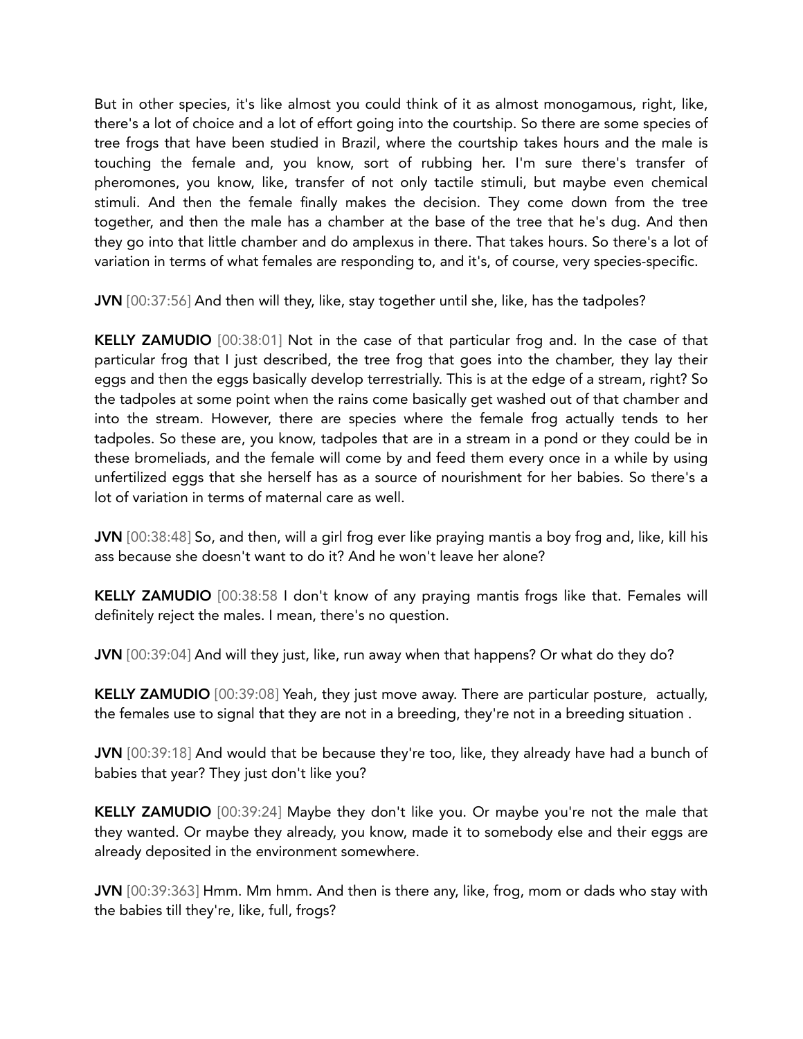But in other species, it's like almost you could think of it as almost monogamous, right, like, there's a lot of choice and a lot of effort going into the courtship. So there are some species of tree frogs that have been studied in Brazil, where the courtship takes hours and the male is touching the female and, you know, sort of rubbing her. I'm sure there's transfer of pheromones, you know, like, transfer of not only tactile stimuli, but maybe even chemical stimuli. And then the female finally makes the decision. They come down from the tree together, and then the male has a chamber at the base of the tree that he's dug. And then they go into that little chamber and do amplexus in there. That takes hours. So there's a lot of variation in terms of what females are responding to, and it's, of course, very species-specific.

**JVN** [00:37:56] And then will they, like, stay together until she, like, has the tadpoles?

**KELLY ZAMUDIO** [00:38:01] Not in the case of that particular frog and. In the case of that particular frog that I just described, the tree frog that goes into the chamber, they lay their eggs and then the eggs basically develop terrestrially. This is at the edge of a stream, right? So the tadpoles at some point when the rains come basically get washed out of that chamber and into the stream. However, there are species where the female frog actually tends to her tadpoles. So these are, you know, tadpoles that are in a stream in a pond or they could be in these bromeliads, and the female will come by and feed them every once in a while by using unfertilized eggs that she herself has as a source of nourishment for her babies. So there's a lot of variation in terms of maternal care as well.

**JVN** [00:38:48] So, and then, will a girl frog ever like praying mantis a boy frog and, like, kill his ass because she doesn't want to do it? And he won't leave her alone?

**KELLY ZAMUDIO** [00:38:58 I don't know of any praying mantis frogs like that. Females will definitely reject the males. I mean, there's no question.

**JVN** [00:39:04] And will they just, like, run away when that happens? Or what do they do?

**KELLY ZAMUDIO** [00:39:08] Yeah, they just move away. There are particular posture, actually, the females use to signal that they are not in a breeding, they're not in a breeding situation .

**JVN** [00:39:18] And would that be because they're too, like, they already have had a bunch of babies that year? They just don't like you?

**KELLY ZAMUDIO** [00:39:24] Maybe they don't like you. Or maybe you're not the male that they wanted. Or maybe they already, you know, made it to somebody else and their eggs are already deposited in the environment somewhere.

**JVN** [00:39:363] Hmm. Mm hmm. And then is there any, like, frog, mom or dads who stay with the babies till they're, like, full, frogs?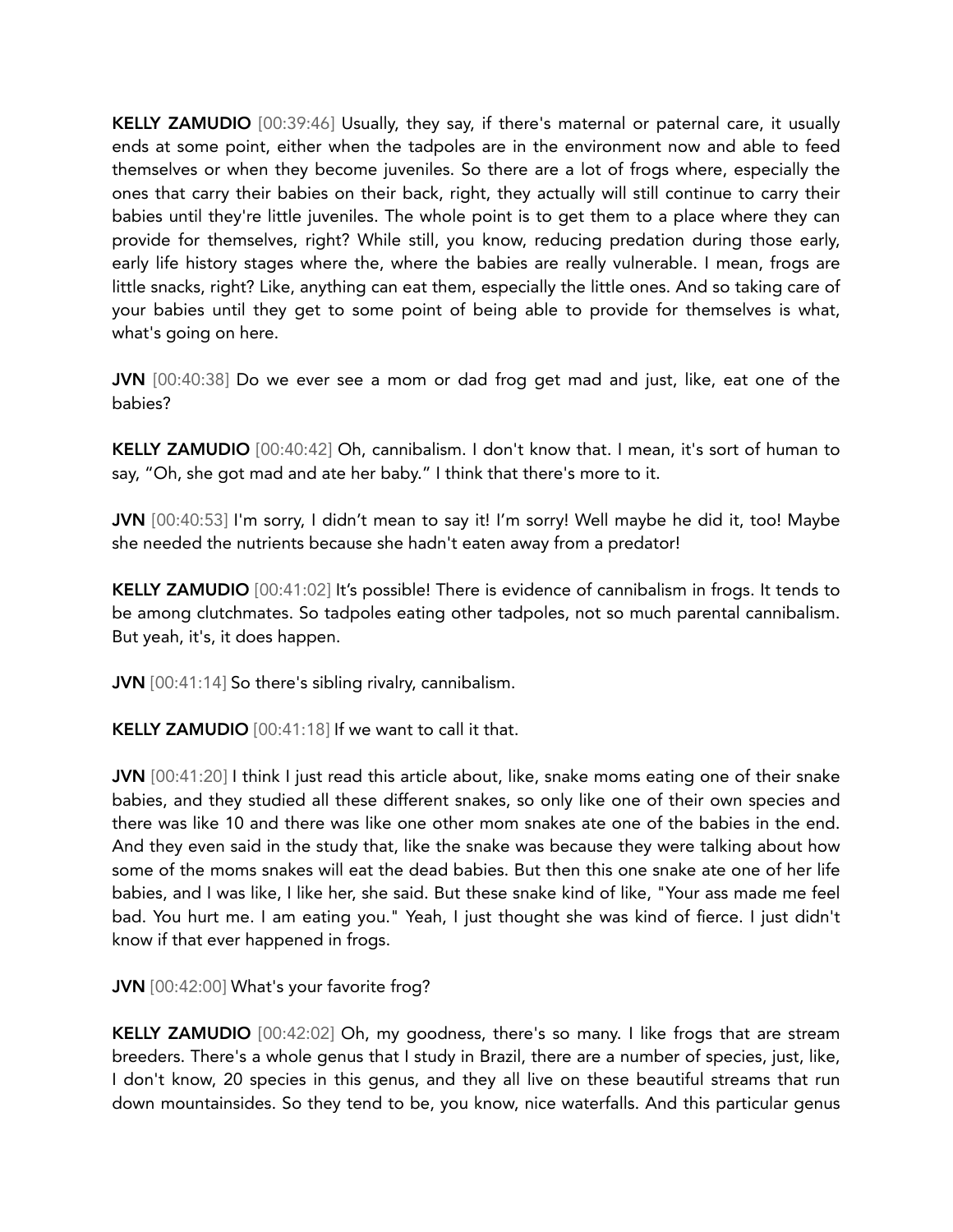**KELLY ZAMUDIO** [00:39:46] Usually, they say, if there's maternal or paternal care, it usually ends at some point, either when the tadpoles are in the environment now and able to feed themselves or when they become juveniles. So there are a lot of frogs where, especially the ones that carry their babies on their back, right, they actually will still continue to carry their babies until they're little juveniles. The whole point is to get them to a place where they can provide for themselves, right? While still, you know, reducing predation during those early, early life history stages where the, where the babies are really vulnerable. I mean, frogs are little snacks, right? Like, anything can eat them, especially the little ones. And so taking care of your babies until they get to some point of being able to provide for themselves is what, what's going on here.

**JVN** [00:40:38] Do we ever see a mom or dad frog get mad and just, like, eat one of the babies?

**KELLY ZAMUDIO** [00:40:42] Oh, cannibalism. I don't know that. I mean, it's sort of human to say, "Oh, she got mad and ate her baby." I think that there's more to it.

**JVN** [00:40:53] I'm sorry, I didn't mean to say it! I'm sorry! Well maybe he did it, too! Maybe she needed the nutrients because she hadn't eaten away from a predator!

**KELLY ZAMUDIO** [00:41:02] It's possible! There is evidence of cannibalism in frogs. It tends to be among clutchmates. So tadpoles eating other tadpoles, not so much parental cannibalism. But yeah, it's, it does happen.

**JVN** [00:41:14] So there's sibling rivalry, cannibalism.

**KELLY ZAMUDIO** [00:41:18] If we want to call it that.

**JVN** [00:41:20] I think I just read this article about, like, snake moms eating one of their snake babies, and they studied all these different snakes, so only like one of their own species and there was like 10 and there was like one other mom snakes ate one of the babies in the end. And they even said in the study that, like the snake was because they were talking about how some of the moms snakes will eat the dead babies. But then this one snake ate one of her life babies, and I was like, I like her, she said. But these snake kind of like, "Your ass made me feel bad. You hurt me. I am eating you." Yeah, I just thought she was kind of fierce. I just didn't know if that ever happened in frogs.

**JVN** [00:42:00] What's your favorite frog?

**KELLY ZAMUDIO** [00:42:02] Oh, my goodness, there's so many. I like frogs that are stream breeders. There's a whole genus that I study in Brazil, there are a number of species, just, like, I don't know, 20 species in this genus, and they all live on these beautiful streams that run down mountainsides. So they tend to be, you know, nice waterfalls. And this particular genus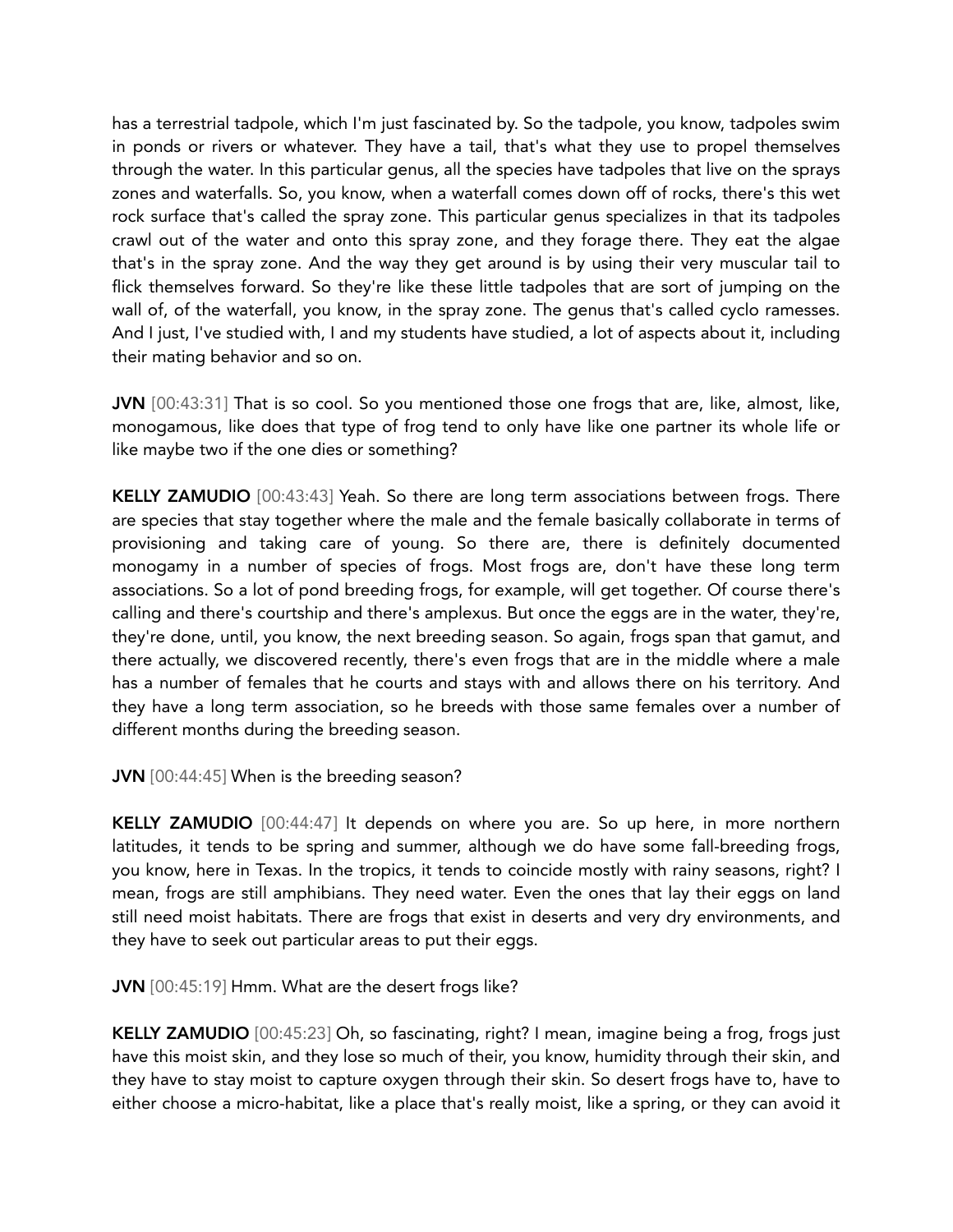has a terrestrial tadpole, which I'm just fascinated by. So the tadpole, you know, tadpoles swim in ponds or rivers or whatever. They have a tail, that's what they use to propel themselves through the water. In this particular genus, all the species have tadpoles that live on the sprays zones and waterfalls. So, you know, when a waterfall comes down off of rocks, there's this wet rock surface that's called the spray zone. This particular genus specializes in that its tadpoles crawl out of the water and onto this spray zone, and they forage there. They eat the algae that's in the spray zone. And the way they get around is by using their very muscular tail to flick themselves forward. So they're like these little tadpoles that are sort of jumping on the wall of, of the waterfall, you know, in the spray zone. The genus that's called cyclo ramesses. And I just, I've studied with, I and my students have studied, a lot of aspects about it, including their mating behavior and so on.

**JVN** [00:43:31] That is so cool. So you mentioned those one frogs that are, like, almost, like, monogamous, like does that type of frog tend to only have like one partner its whole life or like maybe two if the one dies or something?

**KELLY ZAMUDIO** [00:43:43] Yeah. So there are long term associations between frogs. There are species that stay together where the male and the female basically collaborate in terms of provisioning and taking care of young. So there are, there is definitely documented monogamy in a number of species of frogs. Most frogs are, don't have these long term associations. So a lot of pond breeding frogs, for example, will get together. Of course there's calling and there's courtship and there's amplexus. But once the eggs are in the water, they're, they're done, until, you know, the next breeding season. So again, frogs span that gamut, and there actually, we discovered recently, there's even frogs that are in the middle where a male has a number of females that he courts and stays with and allows there on his territory. And they have a long term association, so he breeds with those same females over a number of different months during the breeding season.

**JVN** [00:44:45] When is the breeding season?

**KELLY ZAMUDIO** [00:44:47] It depends on where you are. So up here, in more northern latitudes, it tends to be spring and summer, although we do have some fall-breeding frogs, you know, here in Texas. In the tropics, it tends to coincide mostly with rainy seasons, right? I mean, frogs are still amphibians. They need water. Even the ones that lay their eggs on land still need moist habitats. There are frogs that exist in deserts and very dry environments, and they have to seek out particular areas to put their eggs.

**JVN** [00:45:19] Hmm. What are the desert frogs like?

**KELLY ZAMUDIO** [00:45:23] Oh, so fascinating, right? I mean, imagine being a frog, frogs just have this moist skin, and they lose so much of their, you know, humidity through their skin, and they have to stay moist to capture oxygen through their skin. So desert frogs have to, have to either choose a micro-habitat, like a place that's really moist, like a spring, or they can avoid it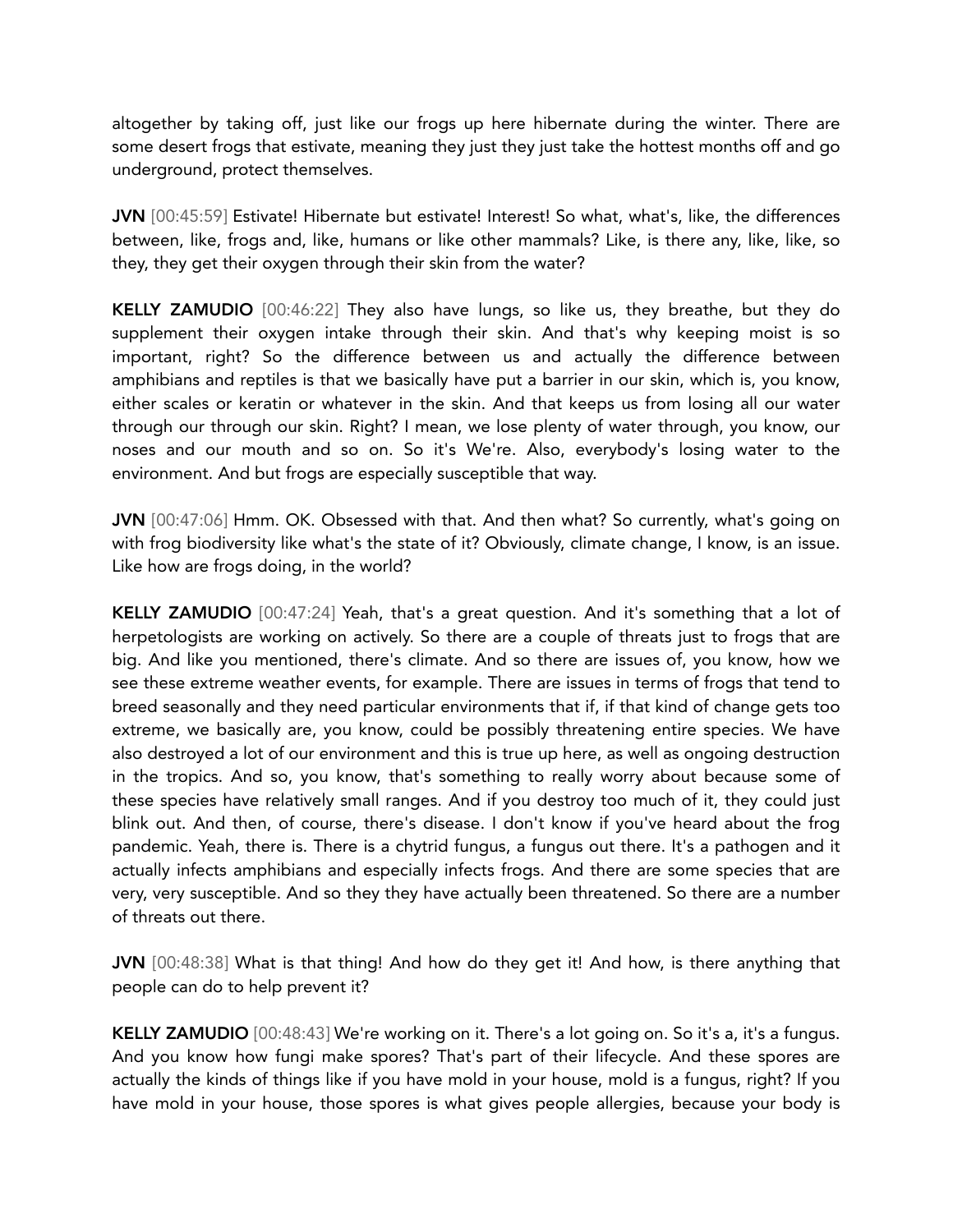altogether by taking off, just like our frogs up here hibernate during the winter. There are some desert frogs that estivate, meaning they just they just take the hottest months off and go underground, protect themselves.

**JVN** [00:45:59] Estivate! Hibernate but estivate! Interest! So what, what's, like, the differences between, like, frogs and, like, humans or like other mammals? Like, is there any, like, like, so they, they get their oxygen through their skin from the water?

**KELLY ZAMUDIO** [00:46:22] They also have lungs, so like us, they breathe, but they do supplement their oxygen intake through their skin. And that's why keeping moist is so important, right? So the difference between us and actually the difference between amphibians and reptiles is that we basically have put a barrier in our skin, which is, you know, either scales or keratin or whatever in the skin. And that keeps us from losing all our water through our through our skin. Right? I mean, we lose plenty of water through, you know, our noses and our mouth and so on. So it's We're. Also, everybody's losing water to the environment. And but frogs are especially susceptible that way.

**JVN** [00:47:06] Hmm. OK. Obsessed with that. And then what? So currently, what's going on with frog biodiversity like what's the state of it? Obviously, climate change, I know, is an issue. Like how are frogs doing, in the world?

**KELLY ZAMUDIO** [00:47:24] Yeah, that's a great question. And it's something that a lot of herpetologists are working on actively. So there are a couple of threats just to frogs that are big. And like you mentioned, there's climate. And so there are issues of, you know, how we see these extreme weather events, for example. There are issues in terms of frogs that tend to breed seasonally and they need particular environments that if, if that kind of change gets too extreme, we basically are, you know, could be possibly threatening entire species. We have also destroyed a lot of our environment and this is true up here, as well as ongoing destruction in the tropics. And so, you know, that's something to really worry about because some of these species have relatively small ranges. And if you destroy too much of it, they could just blink out. And then, of course, there's disease. I don't know if you've heard about the frog pandemic. Yeah, there is. There is a chytrid fungus, a fungus out there. It's a pathogen and it actually infects amphibians and especially infects frogs. And there are some species that are very, very susceptible. And so they they have actually been threatened. So there are a number of threats out there.

**JVN** [00:48:38] What is that thing! And how do they get it! And how, is there anything that people can do to help prevent it?

**KELLY ZAMUDIO** [00:48:43] We're working on it. There's a lot going on. So it's a, it's a fungus. And you know how fungi make spores? That's part of their lifecycle. And these spores are actually the kinds of things like if you have mold in your house, mold is a fungus, right? If you have mold in your house, those spores is what gives people allergies, because your body is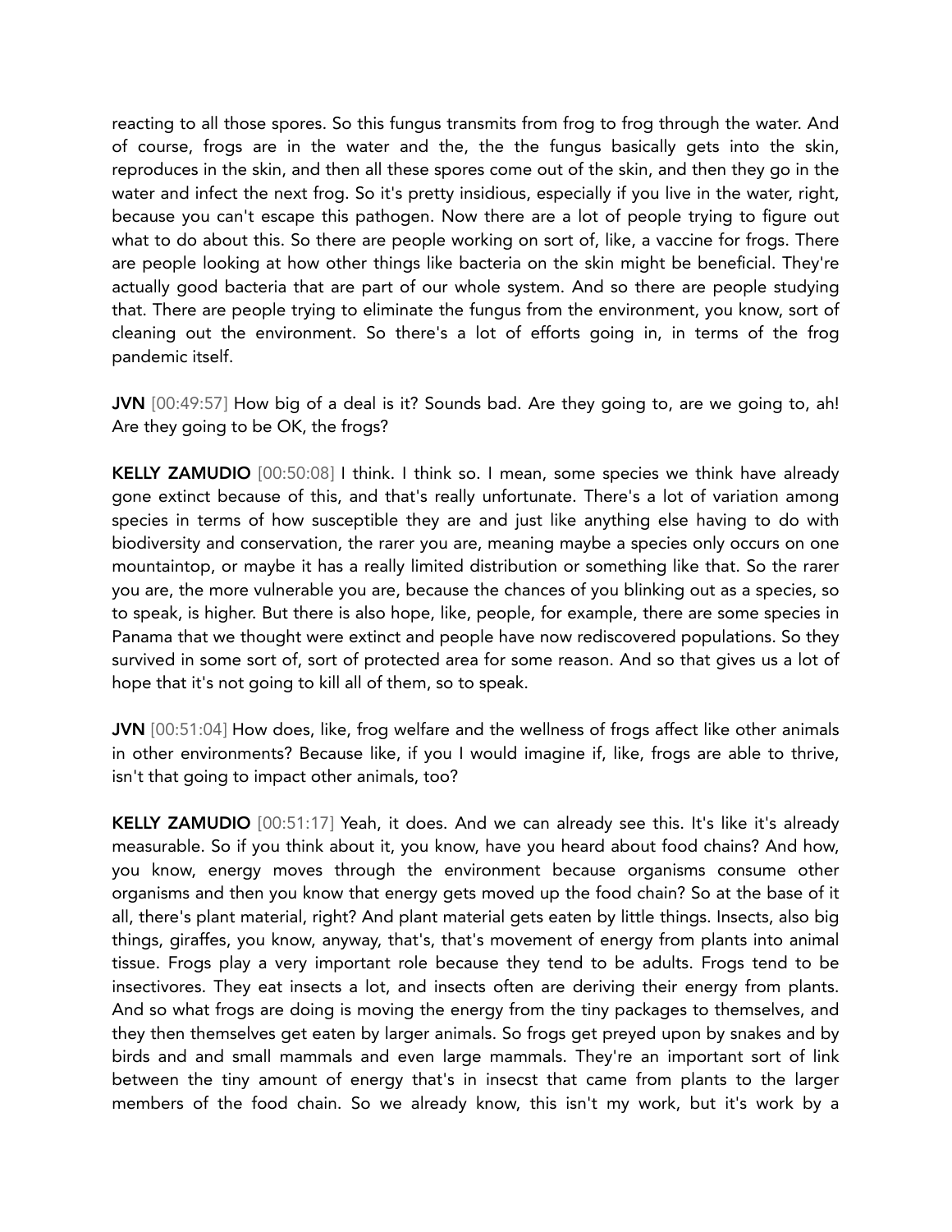reacting to all those spores. So this fungus transmits from frog to frog through the water. And of course, frogs are in the water and the, the the fungus basically gets into the skin, reproduces in the skin, and then all these spores come out of the skin, and then they go in the water and infect the next frog. So it's pretty insidious, especially if you live in the water, right, because you can't escape this pathogen. Now there are a lot of people trying to figure out what to do about this. So there are people working on sort of, like, a vaccine for frogs. There are people looking at how other things like bacteria on the skin might be beneficial. They're actually good bacteria that are part of our whole system. And so there are people studying that. There are people trying to eliminate the fungus from the environment, you know, sort of cleaning out the environment. So there's a lot of efforts going in, in terms of the frog pandemic itself.

**JVN** [00:49:57] How big of a deal is it? Sounds bad. Are they going to, are we going to, ah! Are they going to be OK, the frogs?

**KELLY ZAMUDIO** [00:50:08] I think. I think so. I mean, some species we think have already gone extinct because of this, and that's really unfortunate. There's a lot of variation among species in terms of how susceptible they are and just like anything else having to do with biodiversity and conservation, the rarer you are, meaning maybe a species only occurs on one mountaintop, or maybe it has a really limited distribution or something like that. So the rarer you are, the more vulnerable you are, because the chances of you blinking out as a species, so to speak, is higher. But there is also hope, like, people, for example, there are some species in Panama that we thought were extinct and people have now rediscovered populations. So they survived in some sort of, sort of protected area for some reason. And so that gives us a lot of hope that it's not going to kill all of them, so to speak.

**JVN** [00:51:04] How does, like, frog welfare and the wellness of frogs affect like other animals in other environments? Because like, if you I would imagine if, like, frogs are able to thrive, isn't that going to impact other animals, too?

**KELLY ZAMUDIO** [00:51:17] Yeah, it does. And we can already see this. It's like it's already measurable. So if you think about it, you know, have you heard about food chains? And how, you know, energy moves through the environment because organisms consume other organisms and then you know that energy gets moved up the food chain? So at the base of it all, there's plant material, right? And plant material gets eaten by little things. Insects, also big things, giraffes, you know, anyway, that's, that's movement of energy from plants into animal tissue. Frogs play a very important role because they tend to be adults. Frogs tend to be insectivores. They eat insects a lot, and insects often are deriving their energy from plants. And so what frogs are doing is moving the energy from the tiny packages to themselves, and they then themselves get eaten by larger animals. So frogs get preyed upon by snakes and by birds and and small mammals and even large mammals. They're an important sort of link between the tiny amount of energy that's in insecst that came from plants to the larger members of the food chain. So we already know, this isn't my work, but it's work by a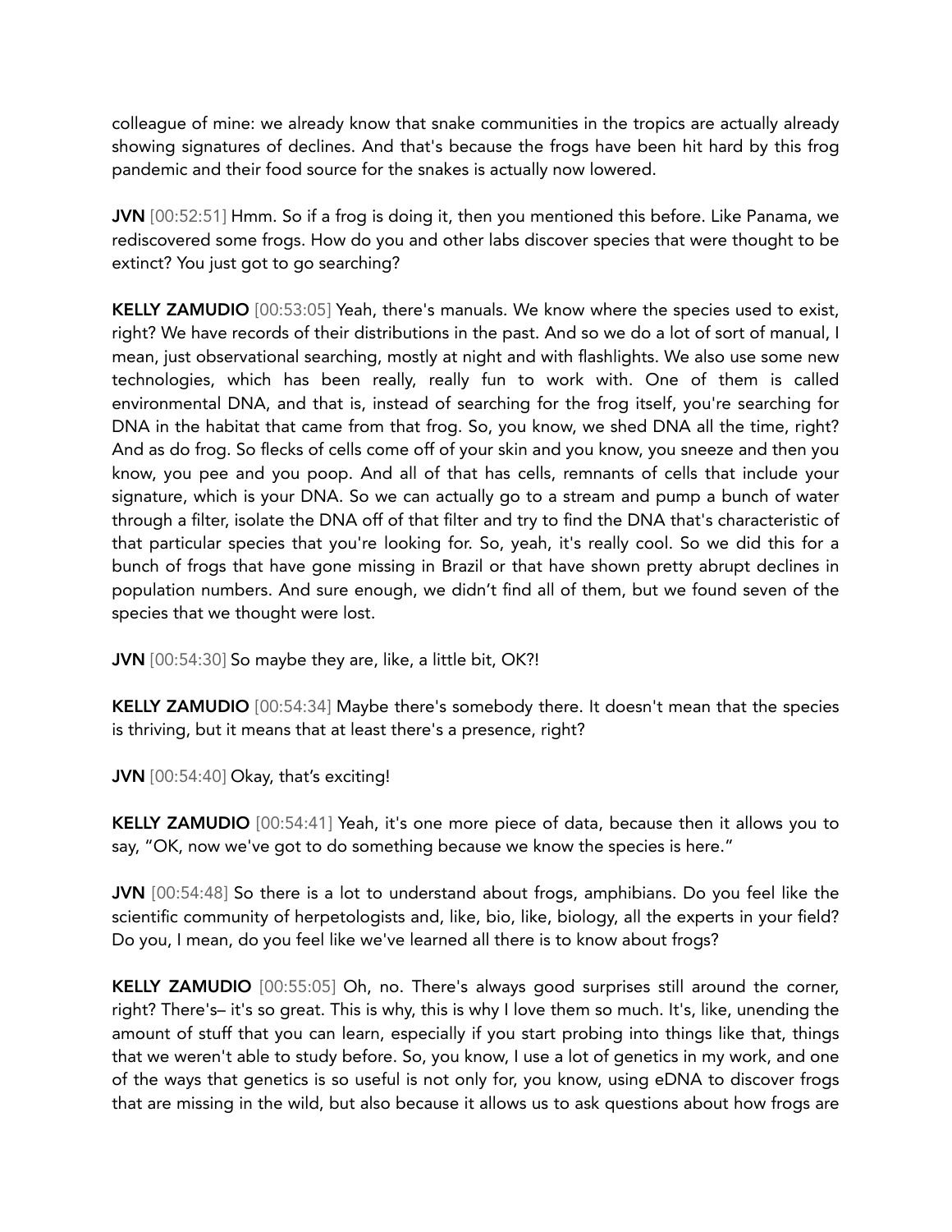colleague of mine: we already know that snake communities in the tropics are actually already showing signatures of declines. And that's because the frogs have been hit hard by this frog pandemic and their food source for the snakes is actually now lowered.

**JVN** [00:52:51] Hmm. So if a frog is doing it, then you mentioned this before. Like Panama, we rediscovered some frogs. How do you and other labs discover species that were thought to be extinct? You just got to go searching?

**KELLY ZAMUDIO** [00:53:05] Yeah, there's manuals. We know where the species used to exist, right? We have records of their distributions in the past. And so we do a lot of sort of manual, I mean, just observational searching, mostly at night and with flashlights. We also use some new technologies, which has been really, really fun to work with. One of them is called environmental DNA, and that is, instead of searching for the frog itself, you're searching for DNA in the habitat that came from that frog. So, you know, we shed DNA all the time, right? And as do frog. So flecks of cells come off of your skin and you know, you sneeze and then you know, you pee and you poop. And all of that has cells, remnants of cells that include your signature, which is your DNA. So we can actually go to a stream and pump a bunch of water through a filter, isolate the DNA off of that filter and try to find the DNA that's characteristic of that particular species that you're looking for. So, yeah, it's really cool. So we did this for a bunch of frogs that have gone missing in Brazil or that have shown pretty abrupt declines in population numbers. And sure enough, we didn't find all of them, but we found seven of the species that we thought were lost.

**JVN** [00:54:30] So maybe they are, like, a little bit, OK?!

**KELLY ZAMUDIO** [00:54:34] Maybe there's somebody there. It doesn't mean that the species is thriving, but it means that at least there's a presence, right?

**JVN** [00:54:40] Okay, that's exciting!

**KELLY ZAMUDIO** [00:54:41] Yeah, it's one more piece of data, because then it allows you to say, "OK, now we've got to do something because we know the species is here."

**JVN** [00:54:48] So there is a lot to understand about frogs, amphibians. Do you feel like the scientific community of herpetologists and, like, bio, like, biology, all the experts in your field? Do you, I mean, do you feel like we've learned all there is to know about frogs?

**KELLY ZAMUDIO** [00:55:05] Oh, no. There's always good surprises still around the corner, right? There's– it's so great. This is why, this is why I love them so much. It's, like, unending the amount of stuff that you can learn, especially if you start probing into things like that, things that we weren't able to study before. So, you know, I use a lot of genetics in my work, and one of the ways that genetics is so useful is not only for, you know, using eDNA to discover frogs that are missing in the wild, but also because it allows us to ask questions about how frogs are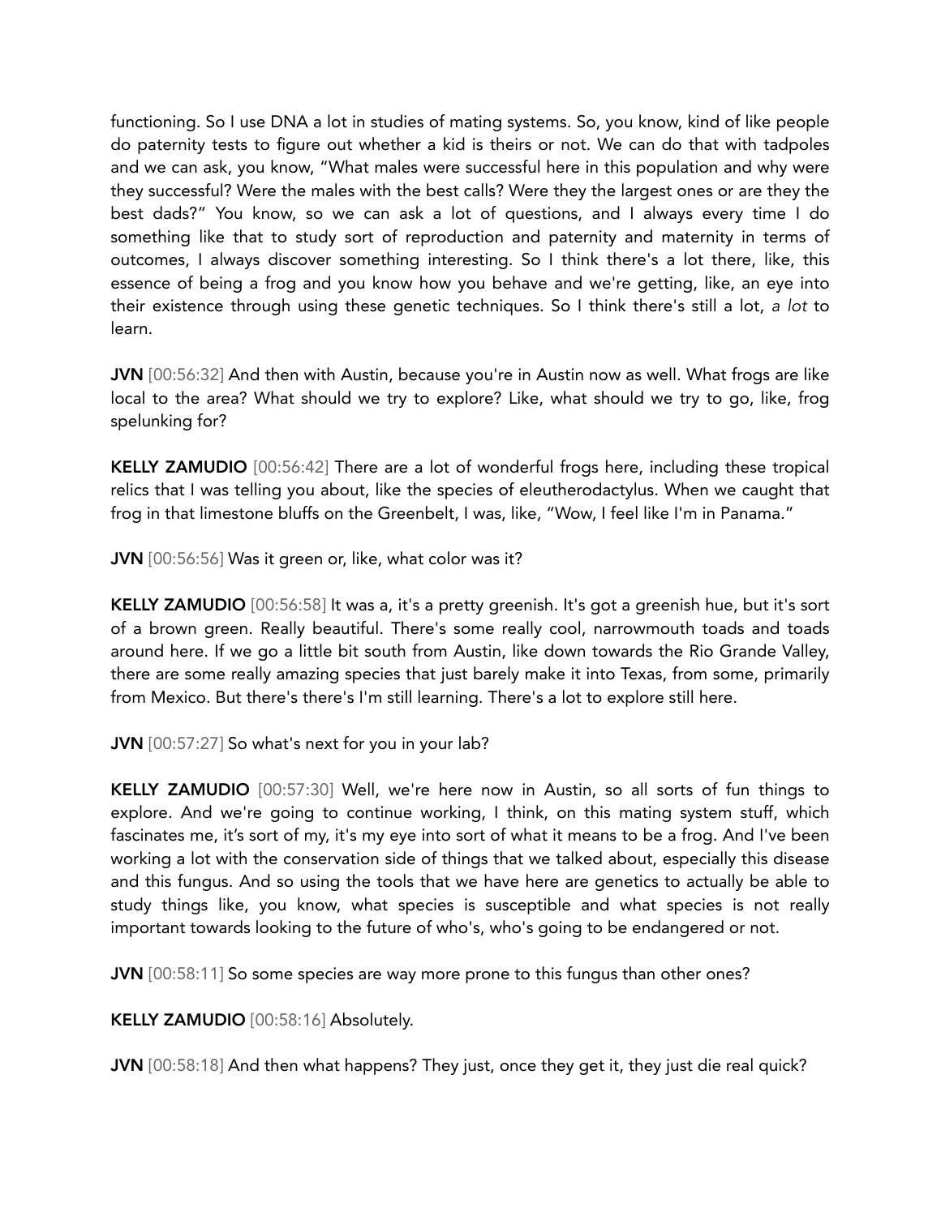functioning. So I use DNA a lot in studies of mating systems. So, you know, kind of like people do paternity tests to figure out whether a kid is theirs or not. We can do that with tadpoles and we can ask, you know, "What males were successful here in this population and why were they successful? Were the males with the best calls? Were they the largest ones or are they the best dads?" You know, so we can ask a lot of questions, and I always every time I do something like that to study sort of reproduction and paternity and maternity in terms of outcomes, I always discover something interesting. So I think there's a lot there, like, this essence of being a frog and you know how you behave and we're getting, like, an eye into their existence through using these genetic techniques. So I think there's still a lot, *a lot* to learn.

**JVN** [00:56:32] And then with Austin, because you're in Austin now as well. What frogs are like local to the area? What should we try to explore? Like, what should we try to go, like, frog spelunking for?

**KELLY ZAMUDIO** [00:56:42] There are a lot of wonderful frogs here, including these tropical relics that I was telling you about, like the species of eleutherodactylus. When we caught that frog in that limestone bluffs on the Greenbelt, I was, like, "Wow, I feel like I'm in Panama."

**JVN** [00:56:56] Was it green or, like, what color was it?

**KELLY ZAMUDIO** [00:56:58] It was a, it's a pretty greenish. It's got a greenish hue, but it's sort of a brown green. Really beautiful. There's some really cool, narrowmouth toads and toads around here. If we go a little bit south from Austin, like down towards the Rio Grande Valley, there are some really amazing species that just barely make it into Texas, from some, primarily from Mexico. But there's there's I'm still learning. There's a lot to explore still here.

**JVN** [00:57:27] So what's next for you in your lab?

**KELLY ZAMUDIO** [00:57:30] Well, we're here now in Austin, so all sorts of fun things to explore. And we're going to continue working, I think, on this mating system stuff, which fascinates me, it's sort of my, it's my eye into sort of what it means to be a frog. And I've been working a lot with the conservation side of things that we talked about, especially this disease and this fungus. And so using the tools that we have here are genetics to actually be able to study things like, you know, what species is susceptible and what species is not really important towards looking to the future of who's, who's going to be endangered or not.

**JVN** [00:58:11] So some species are way more prone to this fungus than other ones?

**KELLY ZAMUDIO** [00:58:16] Absolutely.

**JVN** [00:58:18] And then what happens? They just, once they get it, they just die real quick?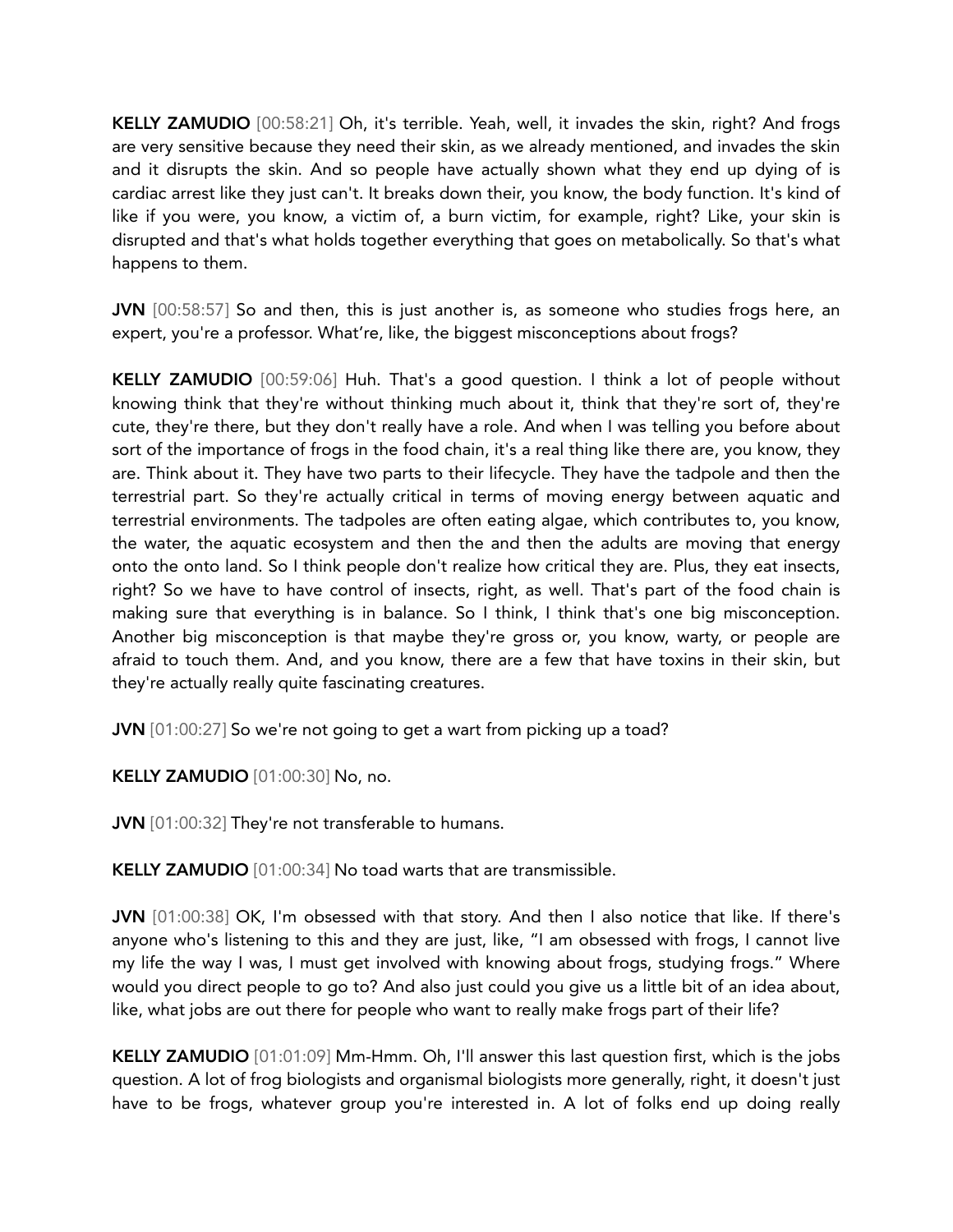**KELLY ZAMUDIO** [00:58:21] Oh, it's terrible. Yeah, well, it invades the skin, right? And frogs are very sensitive because they need their skin, as we already mentioned, and invades the skin and it disrupts the skin. And so people have actually shown what they end up dying of is cardiac arrest like they just can't. It breaks down their, you know, the body function. It's kind of like if you were, you know, a victim of, a burn victim, for example, right? Like, your skin is disrupted and that's what holds together everything that goes on metabolically. So that's what happens to them.

**JVN** [00:58:57] So and then, this is just another is, as someone who studies frogs here, an expert, you're a professor. What're, like, the biggest misconceptions about frogs?

**KELLY ZAMUDIO** [00:59:06] Huh. That's a good question. I think a lot of people without knowing think that they're without thinking much about it, think that they're sort of, they're cute, they're there, but they don't really have a role. And when I was telling you before about sort of the importance of frogs in the food chain, it's a real thing like there are, you know, they are. Think about it. They have two parts to their lifecycle. They have the tadpole and then the terrestrial part. So they're actually critical in terms of moving energy between aquatic and terrestrial environments. The tadpoles are often eating algae, which contributes to, you know, the water, the aquatic ecosystem and then the and then the adults are moving that energy onto the onto land. So I think people don't realize how critical they are. Plus, they eat insects, right? So we have to have control of insects, right, as well. That's part of the food chain is making sure that everything is in balance. So I think, I think that's one big misconception. Another big misconception is that maybe they're gross or, you know, warty, or people are afraid to touch them. And, and you know, there are a few that have toxins in their skin, but they're actually really quite fascinating creatures.

**JVN** [01:00:27] So we're not going to get a wart from picking up a toad?

**KELLY ZAMUDIO** [01:00:30] No, no.

**JVN** [01:00:32] They're not transferable to humans.

**KELLY ZAMUDIO** [01:00:34] No toad warts that are transmissible.

**JVN** [01:00:38] OK, I'm obsessed with that story. And then I also notice that like. If there's anyone who's listening to this and they are just, like, "I am obsessed with frogs, I cannot live my life the way I was, I must get involved with knowing about frogs, studying frogs." Where would you direct people to go to? And also just could you give us a little bit of an idea about, like, what jobs are out there for people who want to really make frogs part of their life?

**KELLY ZAMUDIO** [01:01:09] Mm-Hmm. Oh, I'll answer this last question first, which is the jobs question. A lot of frog biologists and organismal biologists more generally, right, it doesn't just have to be frogs, whatever group you're interested in. A lot of folks end up doing really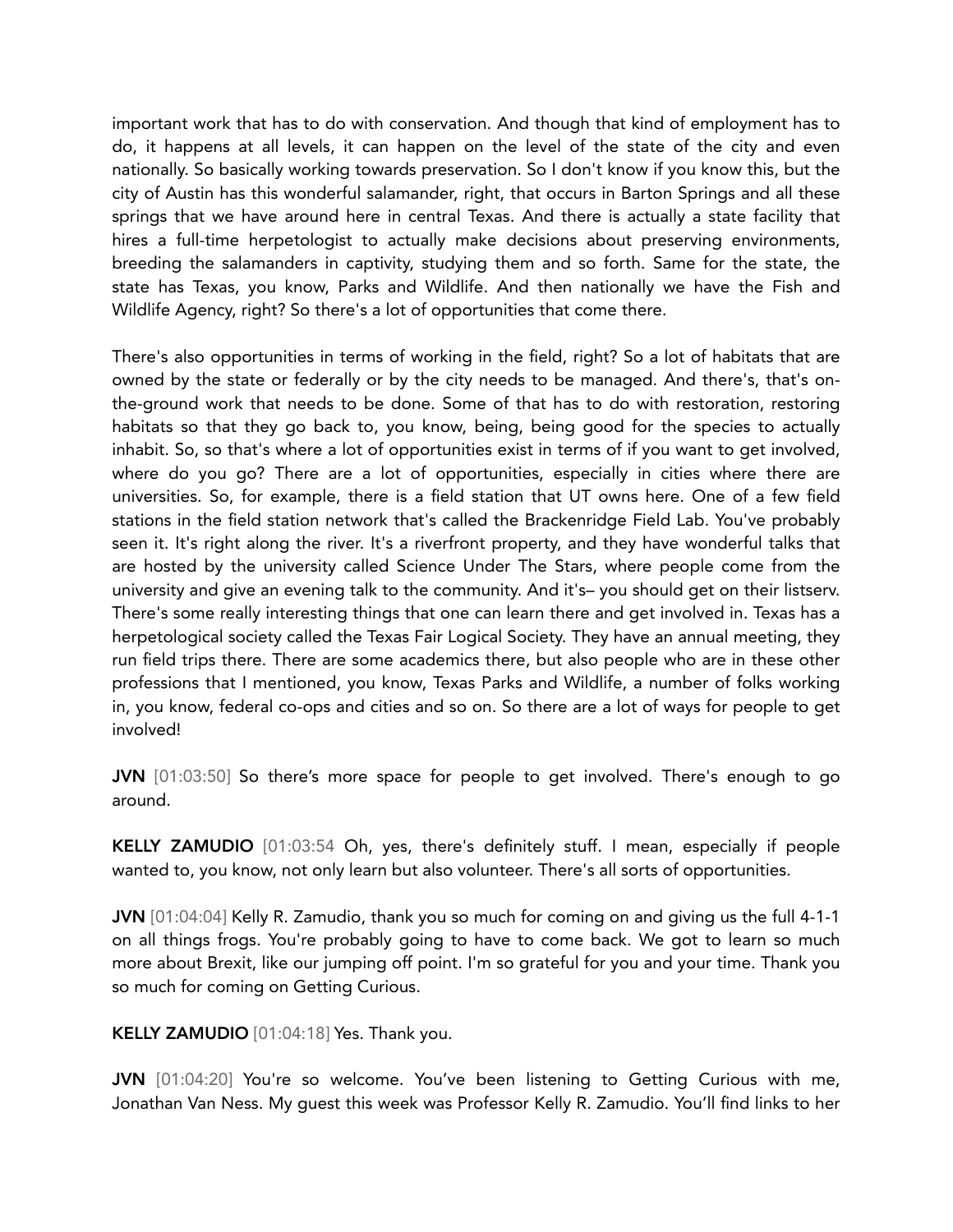important work that has to do with conservation. And though that kind of employment has to do, it happens at all levels, it can happen on the level of the state of the city and even nationally. So basically working towards preservation. So I don't know if you know this, but the city of Austin has this wonderful salamander, right, that occurs in Barton Springs and all these springs that we have around here in central Texas. And there is actually a state facility that hires a full-time herpetologist to actually make decisions about preserving environments, breeding the salamanders in captivity, studying them and so forth. Same for the state, the state has Texas, you know, Parks and Wildlife. And then nationally we have the Fish and Wildlife Agency, right? So there's a lot of opportunities that come there.

There's also opportunities in terms of working in the field, right? So a lot of habitats that are owned by the state or federally or by the city needs to be managed. And there's, that's on-the-ground work that needs to be done. Some of that has to do with restoration, restoring habitats so that they go back to, you know, being, being good for the species to actually inhabit. So, so that's where a lot of opportunities exist in terms of if you want to get involved, where do you go? There are a lot of opportunities, especially in cities where there are universities. So, for example, there is a field station that UT owns here. One of a few field stations in the field station network that's called the Brackenridge Field Lab. You've probably seen it. It's right along the river. It's a riverfront property, and they have wonderful talks that are hosted by the university called Science Under The Stars, where people come from the university and give an evening talk to the community. And it's– you should get on their listserv. There's some really interesting things that one can learn there and get involved in. Texas has a herpetological society called the Texas Fair Logical Society. They have an annual meeting, they run field trips there. There are some academics there, but also people who are in these other professions that I mentioned, you know, Texas Parks and Wildlife, a number of folks working in, you know, federal co-ops and cities and so on. So there are a lot of ways for people to get involved!

**JVN** [01:03:50] So there's more space for people to get involved. There's enough to go around.

**KELLY ZAMUDIO** [01:03:54 Oh, yes, there's definitely stuff. I mean, especially if people wanted to, you know, not only learn but also volunteer. There's all sorts of opportunities.

**JVN** [01:04:04] Kelly R. Zamudio, thank you so much for coming on and giving us the full 4-1-1 on all things frogs. You're probably going to have to come back. We got to learn so much more about Brexit, like our jumping off point. I'm so grateful for you and your time. Thank you so much for coming on Getting Curious.

**KELLY ZAMUDIO** [01:04:18] Yes. Thank you.

**JVN** [01:04:20] You're so welcome. You've been listening to Getting Curious with me, Jonathan Van Ness. My guest this week was Professor Kelly R. Zamudio. You'll find links to her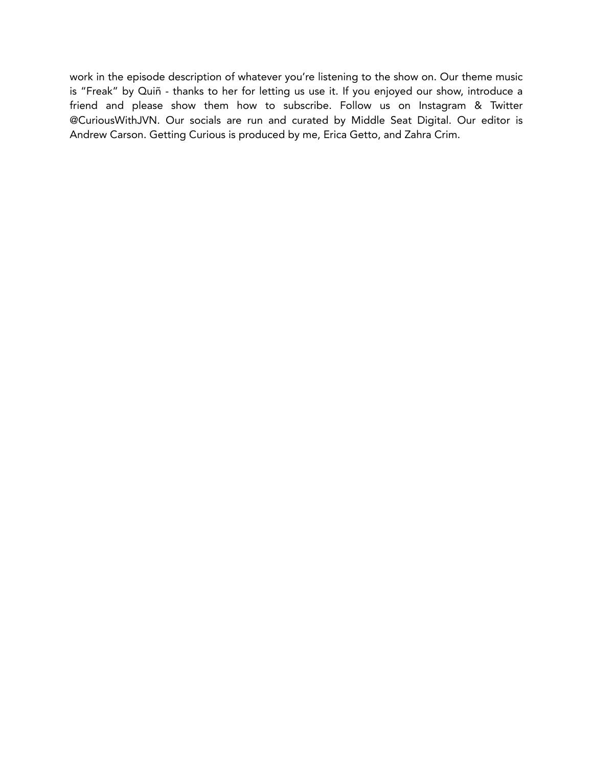work in the episode description of whatever you're listening to the show on. Our theme music is "Freak" by Quiñ - thanks to her for letting us use it. If you enjoyed our show, introduce a friend and please show them how to subscribe. Follow us on Instagram & Twitter @CuriousWithJVN. Our socials are run and curated by Middle Seat Digital. Our editor is Andrew Carson. Getting Curious is produced by me, Erica Getto, and Zahra Crim.